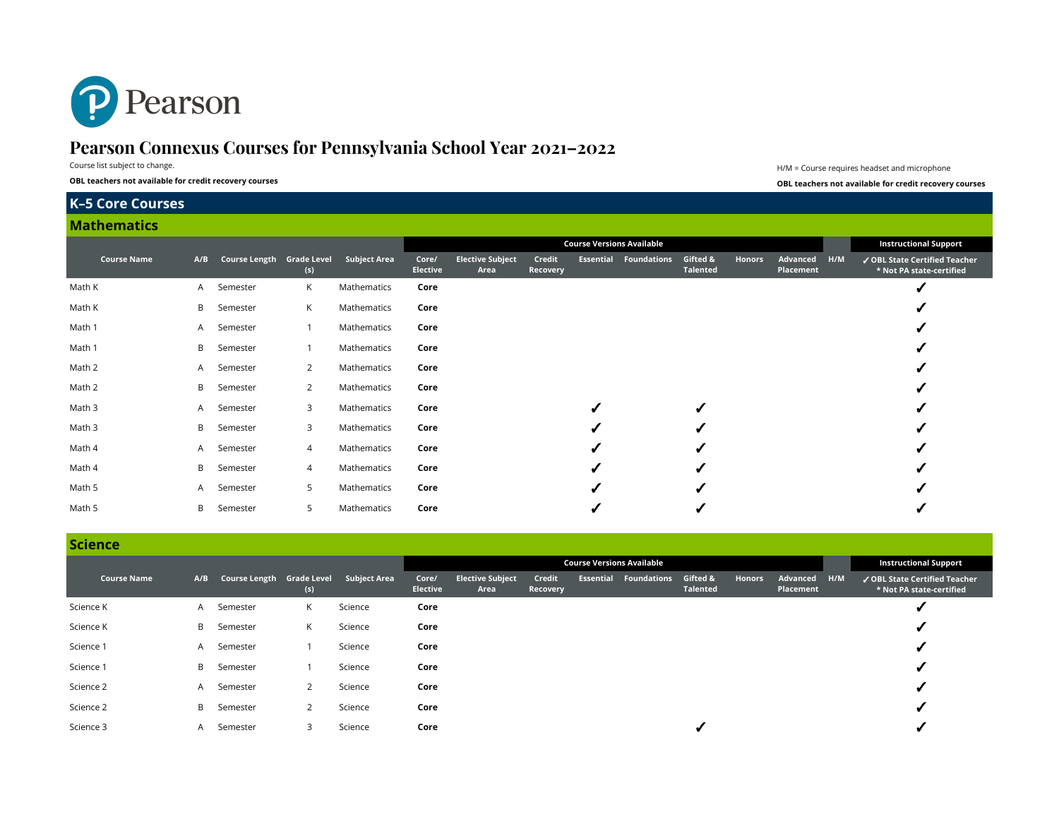# Pearson Connexus Courses for Pennsylvania School Year 2021–2022

Course list subject to change.

**OBL teachers not available for credit recovery courses**

H/M = Course requires headset and microphone

**OBL teachers not available for credit recovery courses**

## K–5 Core Courses

### Mathematics

| Course Name | A/B | Course Length | Grade Level (s) | Subject Area | Course Versions Available | | | | | | | | H/M | Instructional Support |
|---|---|---|---|---|---|---|---|---|---|---|---|---|---|---|
| | | | | | Core/ Elective | Elective Subject Area | Credit Recovery | Essential | Foundations | Gifted & Talented | Honors | Advanced Placement | | ✓ OBL State Certified Teacher * Not PA state-certified |
| Math K | A | Semester | K | Mathematics | **Core** | | | | | | | | | ✓ |
| Math K | B | Semester | K | Mathematics | **Core** | | | | | | | | | ✓ |
| Math 1 | A | Semester | 1 | Mathematics | **Core** | | | | | | | | | ✓ |
| Math 1 | B | Semester | 1 | Mathematics | **Core** | | | | | | | | | ✓ |
| Math 2 | A | Semester | 2 | Mathematics | **Core** | | | | | | | | | ✓ |
| Math 2 | B | Semester | 2 | Mathematics | **Core** | | | | | | | | | ✓ |
| Math 3 | A | Semester | 3 | Mathematics | **Core** | | | ✓ | | ✓ | | | | ✓ |
| Math 3 | B | Semester | 3 | Mathematics | **Core** | | | ✓ | | ✓ | | | | ✓ |
| Math 4 | A | Semester | 4 | Mathematics | **Core** | | | ✓ | | ✓ | | | | ✓ |
| Math 4 | B | Semester | 4 | Mathematics | **Core** | | | ✓ | | ✓ | | | | ✓ |
| Math 5 | A | Semester | 5 | Mathematics | **Core** | | | ✓ | | ✓ | | | | ✓ |
| Math 5 | B | Semester | 5 | Mathematics | **Core** | | | ✓ | | ✓ | | | | ✓ |

### Science

| Course Name | A/B | Course Length | Grade Level (s) | Subject Area | Course Versions Available | | | | | | | | H/M | Instructional Support |
|---|---|---|---|---|---|---|---|---|---|---|---|---|---|---|
| | | | | | Core/ Elective | Elective Subject Area | Credit Recovery | Essential | Foundations | Gifted & Talented | Honors | Advanced Placement | | ✓ OBL State Certified Teacher * Not PA state-certified |
| Science K | A | Semester | K | Science | **Core** | | | | | | | | | ✓ |
| Science K | B | Semester | K | Science | **Core** | | | | | | | | | ✓ |
| Science 1 | A | Semester | 1 | Science | **Core** | | | | | | | | | ✓ |
| Science 1 | B | Semester | 1 | Science | **Core** | | | | | | | | | ✓ |
| Science 2 | A | Semester | 2 | Science | **Core** | | | | | | | | | ✓ |
| Science 2 | B | Semester | 2 | Science | **Core** | | | | | | | | | ✓ |
| Science 3 | A | Semester | 3 | Science | **Core** | | | | | ✓ | | | | ✓ |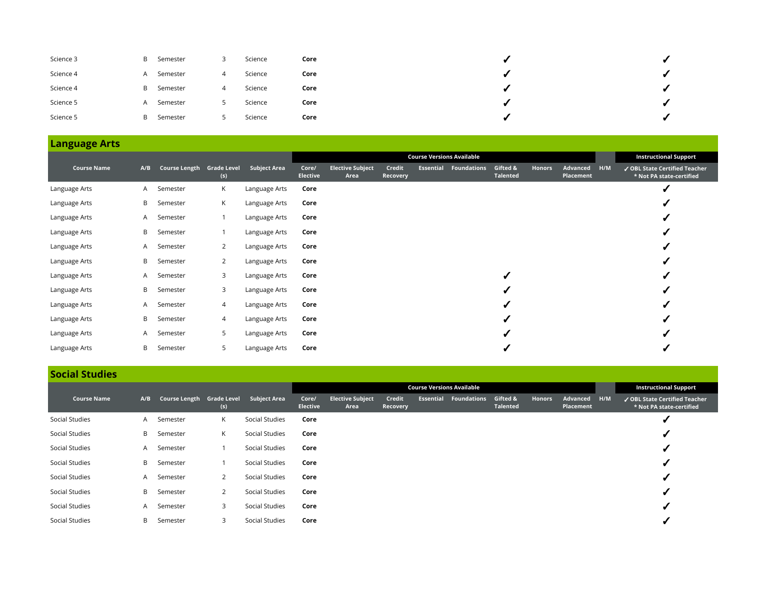| Course Name | A/B | Course Length | Grade Level (s) | Subject Area | Core/ Elective | Elective Subject Area | Credit Recovery | Essential | Foundations | Gifted & Talented | Honors | Advanced Placement | H/M | ✓ OBL State Certified Teacher * Not PA state-certified |
|---|---|---|---|---|---|---|---|---|---|---|---|---|---|---|
| Science 3 | B | Semester | 3 | Science | **Core** | | | | | ✓ | | | | ✓ |
| Science 4 | A | Semester | 4 | Science | **Core** | | | | | ✓ | | | | ✓ |
| Science 4 | B | Semester | 4 | Science | **Core** | | | | | ✓ | | | | ✓ |
| Science 5 | A | Semester | 5 | Science | **Core** | | | | | ✓ | | | | ✓ |
| Science 5 | B | Semester | 5 | Science | **Core** | | | | | ✓ | | | | ✓ |

## Language Arts

| | | | | | Course Versions Available | | | | | | | | | Instructional Support |
|---|---|---|---|---|---|---|---|---|---|---|---|---|---|---|
| **Course Name** | **A/B** | **Course Length** | **Grade Level (s)** | **Subject Area** | **Core/ Elective** | **Elective Subject Area** | **Credit Recovery** | **Essential** | **Foundations** | **Gifted & Talented** | **Honors** | **Advanced Placement** | **H/M** | **✓ OBL State Certified Teacher * Not PA state-certified** |
| Language Arts | A | Semester | K | Language Arts | **Core** | | | | | | | | | ✓ |
| Language Arts | B | Semester | K | Language Arts | **Core** | | | | | | | | | ✓ |
| Language Arts | A | Semester | 1 | Language Arts | **Core** | | | | | | | | | ✓ |
| Language Arts | B | Semester | 1 | Language Arts | **Core** | | | | | | | | | ✓ |
| Language Arts | A | Semester | 2 | Language Arts | **Core** | | | | | | | | | ✓ |
| Language Arts | B | Semester | 2 | Language Arts | **Core** | | | | | | | | | ✓ |
| Language Arts | A | Semester | 3 | Language Arts | **Core** | | | | | ✓ | | | | ✓ |
| Language Arts | B | Semester | 3 | Language Arts | **Core** | | | | | ✓ | | | | ✓ |
| Language Arts | A | Semester | 4 | Language Arts | **Core** | | | | | ✓ | | | | ✓ |
| Language Arts | B | Semester | 4 | Language Arts | **Core** | | | | | ✓ | | | | ✓ |
| Language Arts | A | Semester | 5 | Language Arts | **Core** | | | | | ✓ | | | | ✓ |
| Language Arts | B | Semester | 5 | Language Arts | **Core** | | | | | ✓ | | | | ✓ |

## Social Studies

| | | | | | Course Versions Available | | | | | | | | | Instructional Support |
|---|---|---|---|---|---|---|---|---|---|---|---|---|---|---|
| **Course Name** | **A/B** | **Course Length** | **Grade Level (s)** | **Subject Area** | **Core/ Elective** | **Elective Subject Area** | **Credit Recovery** | **Essential** | **Foundations** | **Gifted & Talented** | **Honors** | **Advanced Placement** | **H/M** | **✓ OBL State Certified Teacher * Not PA state-certified** |
| Social Studies | A | Semester | K | Social Studies | **Core** | | | | | | | | | ✓ |
| Social Studies | B | Semester | K | Social Studies | **Core** | | | | | | | | | ✓ |
| Social Studies | A | Semester | 1 | Social Studies | **Core** | | | | | | | | | ✓ |
| Social Studies | B | Semester | 1 | Social Studies | **Core** | | | | | | | | | ✓ |
| Social Studies | A | Semester | 2 | Social Studies | **Core** | | | | | | | | | ✓ |
| Social Studies | B | Semester | 2 | Social Studies | **Core** | | | | | | | | | ✓ |
| Social Studies | A | Semester | 3 | Social Studies | **Core** | | | | | | | | | ✓ |
| Social Studies | B | Semester | 3 | Social Studies | **Core** | | | | | | | | | ✓ |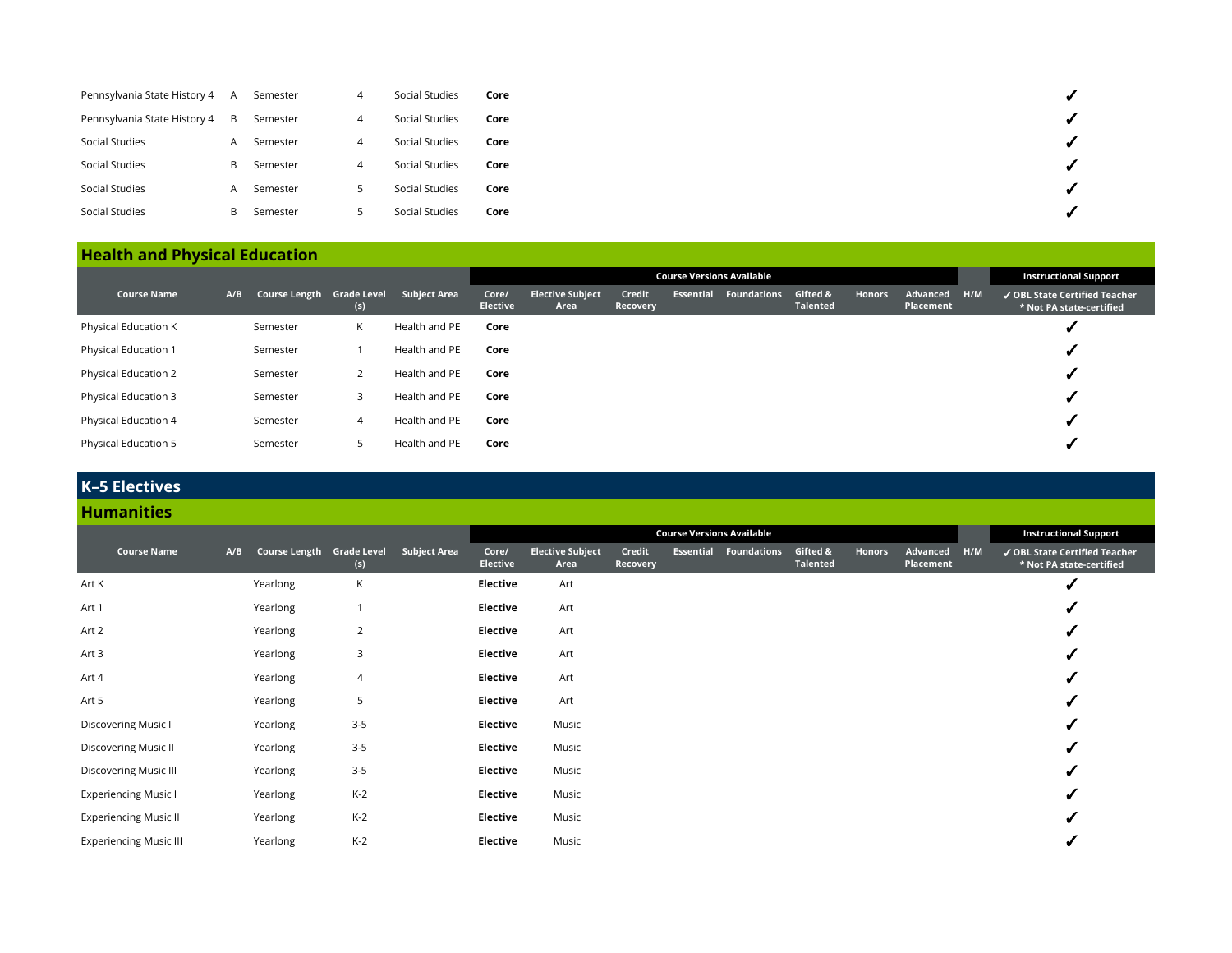| Course Name | A/B | Course Length | Grade Level (s) | Subject Area | Core/ Elective | Elective Subject Area | Credit Recovery | Essential | Foundations | Gifted & Talented | Honors | Advanced Placement | H/M | ✓ OBL State Certified Teacher * Not PA state-certified |
|---|---|---|---|---|---|---|---|---|---|---|---|---|---|---|
| Pennsylvania State History 4 | A | Semester | 4 | Social Studies | **Core** | | | | | | | | | ✓ |
| Pennsylvania State History 4 | B | Semester | 4 | Social Studies | **Core** | | | | | | | | | ✓ |
| Social Studies | A | Semester | 4 | Social Studies | **Core** | | | | | | | | | ✓ |
| Social Studies | B | Semester | 4 | Social Studies | **Core** | | | | | | | | | ✓ |
| Social Studies | A | Semester | 5 | Social Studies | **Core** | | | | | | | | | ✓ |
| Social Studies | B | Semester | 5 | Social Studies | **Core** | | | | | | | | | ✓ |

## Health and Physical Education

| | | | | | Course Versions Available | | | | | | | | | Instructional Support |
|---|---|---|---|---|---|---|---|---|---|---|---|---|---|---|
| **Course Name** | **A/B** | **Course Length** | **Grade Level (s)** | **Subject Area** | **Core/ Elective** | **Elective Subject Area** | **Credit Recovery** | **Essential** | **Foundations** | **Gifted & Talented** | **Honors** | **Advanced Placement** | **H/M** | **✓ OBL State Certified Teacher * Not PA state-certified** |
| Physical Education K | | Semester | K | Health and PE | **Core** | | | | | | | | | ✓ |
| Physical Education 1 | | Semester | 1 | Health and PE | **Core** | | | | | | | | | ✓ |
| Physical Education 2 | | Semester | 2 | Health and PE | **Core** | | | | | | | | | ✓ |
| Physical Education 3 | | Semester | 3 | Health and PE | **Core** | | | | | | | | | ✓ |
| Physical Education 4 | | Semester | 4 | Health and PE | **Core** | | | | | | | | | ✓ |
| Physical Education 5 | | Semester | 5 | Health and PE | **Core** | | | | | | | | | ✓ |

# K–5 Electives

## Humanities

| | | | | | Course Versions Available | | | | | | | | | Instructional Support |
|---|---|---|---|---|---|---|---|---|---|---|---|---|---|---|
| **Course Name** | **A/B** | **Course Length** | **Grade Level (s)** | **Subject Area** | **Core/ Elective** | **Elective Subject Area** | **Credit Recovery** | **Essential** | **Foundations** | **Gifted & Talented** | **Honors** | **Advanced Placement** | **H/M** | **✓ OBL State Certified Teacher * Not PA state-certified** |
| Art K | | Yearlong | K | | **Elective** | Art | | | | | | | | ✓ |
| Art 1 | | Yearlong | 1 | | **Elective** | Art | | | | | | | | ✓ |
| Art 2 | | Yearlong | 2 | | **Elective** | Art | | | | | | | | ✓ |
| Art 3 | | Yearlong | 3 | | **Elective** | Art | | | | | | | | ✓ |
| Art 4 | | Yearlong | 4 | | **Elective** | Art | | | | | | | | ✓ |
| Art 5 | | Yearlong | 5 | | **Elective** | Art | | | | | | | | ✓ |
| Discovering Music I | | Yearlong | 3-5 | | **Elective** | Music | | | | | | | | ✓ |
| Discovering Music II | | Yearlong | 3-5 | | **Elective** | Music | | | | | | | | ✓ |
| Discovering Music III | | Yearlong | 3-5 | | **Elective** | Music | | | | | | | | ✓ |
| Experiencing Music I | | Yearlong | K-2 | | **Elective** | Music | | | | | | | | ✓ |
| Experiencing Music II | | Yearlong | K-2 | | **Elective** | Music | | | | | | | | ✓ |
| Experiencing Music III | | Yearlong | K-2 | | **Elective** | Music | | | | | | | | ✓ |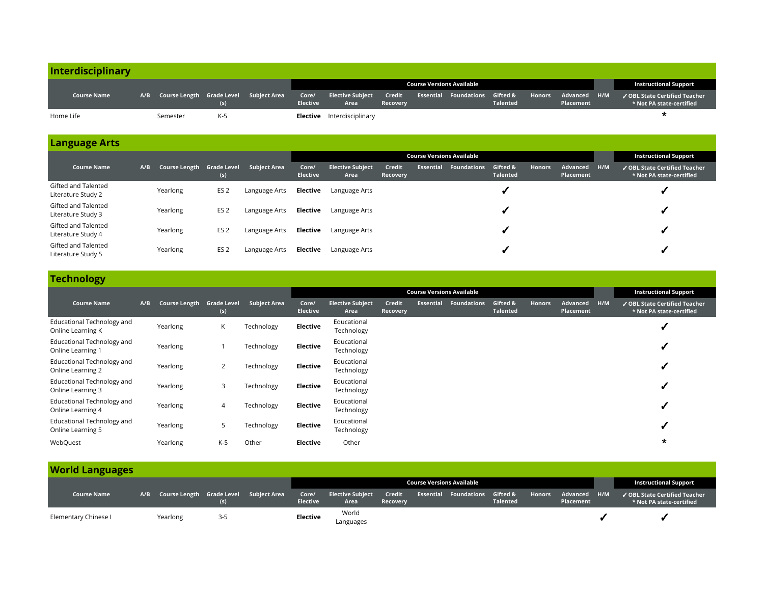## Interdisciplinary

| Course Name | A/B | Course Length | Grade Level (s) | Subject Area | Core/ Elective | Elective Subject Area | Course Versions Available | | | | | | | Instructional Support |
|---|---|---|---|---|---|---|---|---|---|---|---|---|---|---|
| | | | | | | | Credit Recovery | Essential | Foundations | Gifted & Talented | Honors | Advanced Placement | H/M | ✓ OBL State Certified Teacher * Not PA state-certified |
| Home Life | | Semester | K-5 | | **Elective** | Interdisciplinary | | | | | | | | * |

## Language Arts

| Course Name | A/B | Course Length | Grade Level (s) | Subject Area | Core/ Elective | Elective Subject Area | Course Versions Available | | | | | | | Instructional Support |
|---|---|---|---|---|---|---|---|---|---|---|---|---|---|---|
| | | | | | | | Credit Recovery | Essential | Foundations | Gifted & Talented | Honors | Advanced Placement | H/M | ✓ OBL State Certified Teacher * Not PA state-certified |
| Gifted and Talented Literature Study 2 | | Yearlong | ES 2 | Language Arts | **Elective** | Language Arts | | | | ✓ | | | | ✓ |
| Gifted and Talented Literature Study 3 | | Yearlong | ES 2 | Language Arts | **Elective** | Language Arts | | | | ✓ | | | | ✓ |
| Gifted and Talented Literature Study 4 | | Yearlong | ES 2 | Language Arts | **Elective** | Language Arts | | | | ✓ | | | | ✓ |
| Gifted and Talented Literature Study 5 | | Yearlong | ES 2 | Language Arts | **Elective** | Language Arts | | | | ✓ | | | | ✓ |

## Technology

| Course Name | A/B | Course Length | Grade Level (s) | Subject Area | Core/ Elective | Elective Subject Area | Course Versions Available | | | | | | | Instructional Support |
|---|---|---|---|---|---|---|---|---|---|---|---|---|---|---|
| | | | | | | | Credit Recovery | Essential | Foundations | Gifted & Talented | Honors | Advanced Placement | H/M | ✓ OBL State Certified Teacher * Not PA state-certified |
| Educational Technology and Online Learning K | | Yearlong | K | Technology | **Elective** | Educational Technology | | | | | | | | ✓ |
| Educational Technology and Online Learning 1 | | Yearlong | 1 | Technology | **Elective** | Educational Technology | | | | | | | | ✓ |
| Educational Technology and Online Learning 2 | | Yearlong | 2 | Technology | **Elective** | Educational Technology | | | | | | | | ✓ |
| Educational Technology and Online Learning 3 | | Yearlong | 3 | Technology | **Elective** | Educational Technology | | | | | | | | ✓ |
| Educational Technology and Online Learning 4 | | Yearlong | 4 | Technology | **Elective** | Educational Technology | | | | | | | | ✓ |
| Educational Technology and Online Learning 5 | | Yearlong | 5 | Technology | **Elective** | Educational Technology | | | | | | | | ✓ |
| WebQuest | | Yearlong | K-5 | Other | **Elective** | Other | | | | | | | | * |

## World Languages

| Course Name | A/B | Course Length | Grade Level (s) | Subject Area | Core/ Elective | Elective Subject Area | Course Versions Available | | | | | | | Instructional Support |
|---|---|---|---|---|---|---|---|---|---|---|---|---|---|---|
| | | | | | | | Credit Recovery | Essential | Foundations | Gifted & Talented | Honors | Advanced Placement | H/M | ✓ OBL State Certified Teacher * Not PA state-certified |
| Elementary Chinese I | | Yearlong | 3-5 | | **Elective** | World Languages | | | | | | | ✓ | ✓ |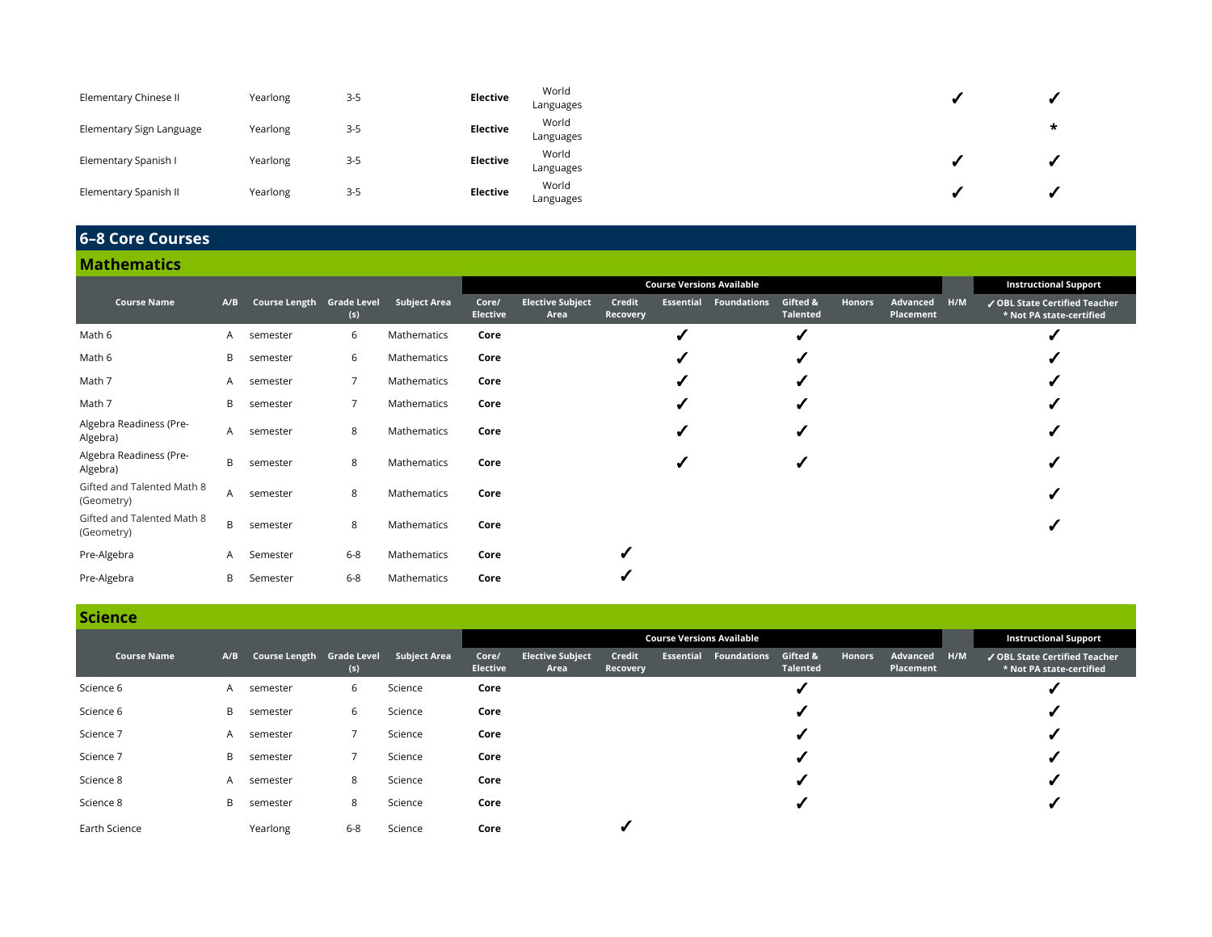| Course Name | A/B | Course Length | Grade Level (s) | Subject Area | Core/ Elective | Elective Subject Area | Credit Recovery | Essential | Foundations | Gifted & Talented | Honors | Advanced Placement | H/M | ✓ OBL State Certified Teacher * Not PA state-certified |
|---|---|---|---|---|---|---|---|---|---|---|---|---|---|---|
| Elementary Chinese II | | Yearlong | 3-5 | | **Elective** | World Languages | | | | | | | ✓ | ✓ |
| Elementary Sign Language | | Yearlong | 3-5 | | **Elective** | World Languages | | | | | | | | * |
| Elementary Spanish I | | Yearlong | 3-5 | | **Elective** | World Languages | | | | | | | ✓ | ✓ |
| Elementary Spanish II | | Yearlong | 3-5 | | **Elective** | World Languages | | | | | | | ✓ | ✓ |

## 6–8 Core Courses

### Mathematics

| | | | | | Course Versions Available | | | | | | | | | Instructional Support |
|---|---|---|---|---|---|---|---|---|---|---|---|---|---|---|
| **Course Name** | **A/B** | **Course Length** | **Grade Level (s)** | **Subject Area** | **Core/ Elective** | **Elective Subject Area** | **Credit Recovery** | **Essential** | **Foundations** | **Gifted & Talented** | **Honors** | **Advanced Placement** | **H/M** | **✓ OBL State Certified Teacher * Not PA state-certified** |
| Math 6 | A | semester | 6 | Mathematics | **Core** | | | ✓ | | ✓ | | | | ✓ |
| Math 6 | B | semester | 6 | Mathematics | **Core** | | | ✓ | | ✓ | | | | ✓ |
| Math 7 | A | semester | 7 | Mathematics | **Core** | | | ✓ | | ✓ | | | | ✓ |
| Math 7 | B | semester | 7 | Mathematics | **Core** | | | ✓ | | ✓ | | | | ✓ |
| Algebra Readiness (Pre-Algebra) | A | semester | 8 | Mathematics | **Core** | | | ✓ | | ✓ | | | | ✓ |
| Algebra Readiness (Pre-Algebra) | B | semester | 8 | Mathematics | **Core** | | | ✓ | | ✓ | | | | ✓ |
| Gifted and Talented Math 8 (Geometry) | A | semester | 8 | Mathematics | **Core** | | | | | | | | | ✓ |
| Gifted and Talented Math 8 (Geometry) | B | semester | 8 | Mathematics | **Core** | | | | | | | | | ✓ |
| Pre-Algebra | A | Semester | 6-8 | Mathematics | **Core** | | ✓ | | | | | | | |
| Pre-Algebra | B | Semester | 6-8 | Mathematics | **Core** | | ✓ | | | | | | | |

### Science

| | | | | | Course Versions Available | | | | | | | | | Instructional Support |
|---|---|---|---|---|---|---|---|---|---|---|---|---|---|---|
| **Course Name** | **A/B** | **Course Length** | **Grade Level (s)** | **Subject Area** | **Core/ Elective** | **Elective Subject Area** | **Credit Recovery** | **Essential** | **Foundations** | **Gifted & Talented** | **Honors** | **Advanced Placement** | **H/M** | **✓ OBL State Certified Teacher * Not PA state-certified** |
| Science 6 | A | semester | 6 | Science | **Core** | | | | | ✓ | | | | ✓ |
| Science 6 | B | semester | 6 | Science | **Core** | | | | | ✓ | | | | ✓ |
| Science 7 | A | semester | 7 | Science | **Core** | | | | | ✓ | | | | ✓ |
| Science 7 | B | semester | 7 | Science | **Core** | | | | | ✓ | | | | ✓ |
| Science 8 | A | semester | 8 | Science | **Core** | | | | | ✓ | | | | ✓ |
| Science 8 | B | semester | 8 | Science | **Core** | | | | | ✓ | | | | ✓ |
| Earth Science | | Yearlong | 6-8 | Science | **Core** | | ✓ | | | | | | | |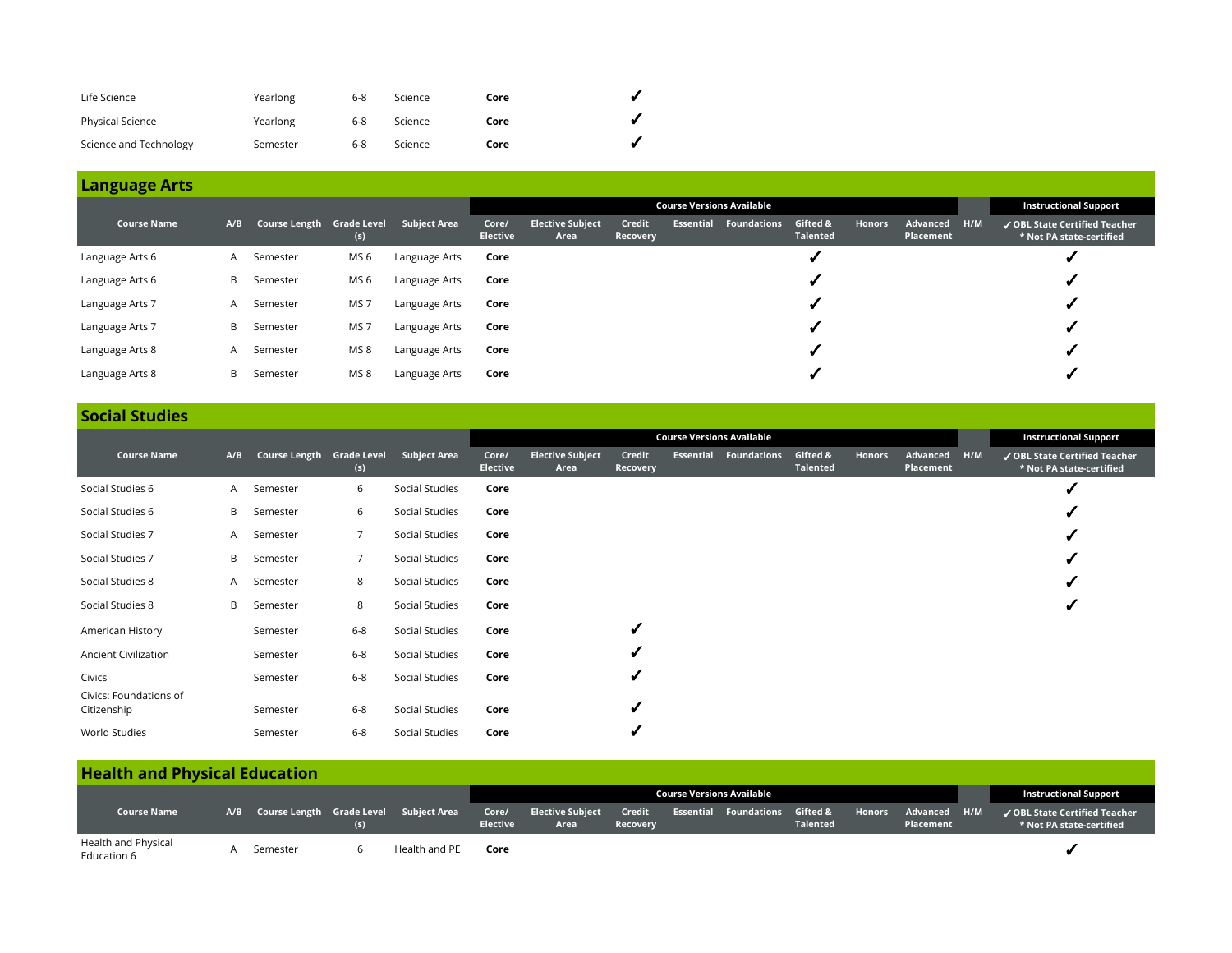| Course Name | A/B | Course Length | Grade Level (s) | Subject Area | Core/ Elective | Elective Subject Area | Credit Recovery | Essential | Foundations | Gifted & Talented | Honors | Advanced Placement | H/M | ✓ OBL State Certified Teacher * Not PA state-certified |
|---|---|---|---|---|---|---|---|---|---|---|---|---|---|---|
| Life Science | | Yearlong | 6-8 | Science | **Core** | | ✓ | | | | | | | |
| Physical Science | | Yearlong | 6-8 | Science | **Core** | | ✓ | | | | | | | |
| Science and Technology | | Semester | 6-8 | Science | **Core** | | ✓ | | | | | | | |

## Language Arts

| | | | | | Course Versions Available | | | | | | | | | Instructional Support |
|---|---|---|---|---|---|---|---|---|---|---|---|---|---|---|
| **Course Name** | **A/B** | **Course Length** | **Grade Level (s)** | **Subject Area** | **Core/ Elective** | **Elective Subject Area** | **Credit Recovery** | **Essential** | **Foundations** | **Gifted & Talented** | **Honors** | **Advanced Placement** | **H/M** | **✓ OBL State Certified Teacher * Not PA state-certified** |
| Language Arts 6 | A | Semester | MS 6 | Language Arts | **Core** | | | | | ✓ | | | | ✓ |
| Language Arts 6 | B | Semester | MS 6 | Language Arts | **Core** | | | | | ✓ | | | | ✓ |
| Language Arts 7 | A | Semester | MS 7 | Language Arts | **Core** | | | | | ✓ | | | | ✓ |
| Language Arts 7 | B | Semester | MS 7 | Language Arts | **Core** | | | | | ✓ | | | | ✓ |
| Language Arts 8 | A | Semester | MS 8 | Language Arts | **Core** | | | | | ✓ | | | | ✓ |
| Language Arts 8 | B | Semester | MS 8 | Language Arts | **Core** | | | | | ✓ | | | | ✓ |

## Social Studies

| | | | | | Course Versions Available | | | | | | | | | Instructional Support |
|---|---|---|---|---|---|---|---|---|---|---|---|---|---|---|
| **Course Name** | **A/B** | **Course Length** | **Grade Level (s)** | **Subject Area** | **Core/ Elective** | **Elective Subject Area** | **Credit Recovery** | **Essential** | **Foundations** | **Gifted & Talented** | **Honors** | **Advanced Placement** | **H/M** | **✓ OBL State Certified Teacher * Not PA state-certified** |
| Social Studies 6 | A | Semester | 6 | Social Studies | **Core** | | | | | | | | | ✓ |
| Social Studies 6 | B | Semester | 6 | Social Studies | **Core** | | | | | | | | | ✓ |
| Social Studies 7 | A | Semester | 7 | Social Studies | **Core** | | | | | | | | | ✓ |
| Social Studies 7 | B | Semester | 7 | Social Studies | **Core** | | | | | | | | | ✓ |
| Social Studies 8 | A | Semester | 8 | Social Studies | **Core** | | | | | | | | | ✓ |
| Social Studies 8 | B | Semester | 8 | Social Studies | **Core** | | | | | | | | | ✓ |
| American History | | Semester | 6-8 | Social Studies | **Core** | | ✓ | | | | | | | |
| Ancient Civilization | | Semester | 6-8 | Social Studies | **Core** | | ✓ | | | | | | | |
| Civics | | Semester | 6-8 | Social Studies | **Core** | | ✓ | | | | | | | |
| Civics: Foundations of Citizenship | | Semester | 6-8 | Social Studies | **Core** | | ✓ | | | | | | | |
| World Studies | | Semester | 6-8 | Social Studies | **Core** | | ✓ | | | | | | | |

## Health and Physical Education

| | | | | | Course Versions Available | | | | | | | | | Instructional Support |
|---|---|---|---|---|---|---|---|---|---|---|---|---|---|---|
| **Course Name** | **A/B** | **Course Length** | **Grade Level (s)** | **Subject Area** | **Core/ Elective** | **Elective Subject Area** | **Credit Recovery** | **Essential** | **Foundations** | **Gifted & Talented** | **Honors** | **Advanced Placement** | **H/M** | **✓ OBL State Certified Teacher * Not PA state-certified** |
| Health and Physical Education 6 | A | Semester | 6 | Health and PE | **Core** | | | | | | | | | ✓ |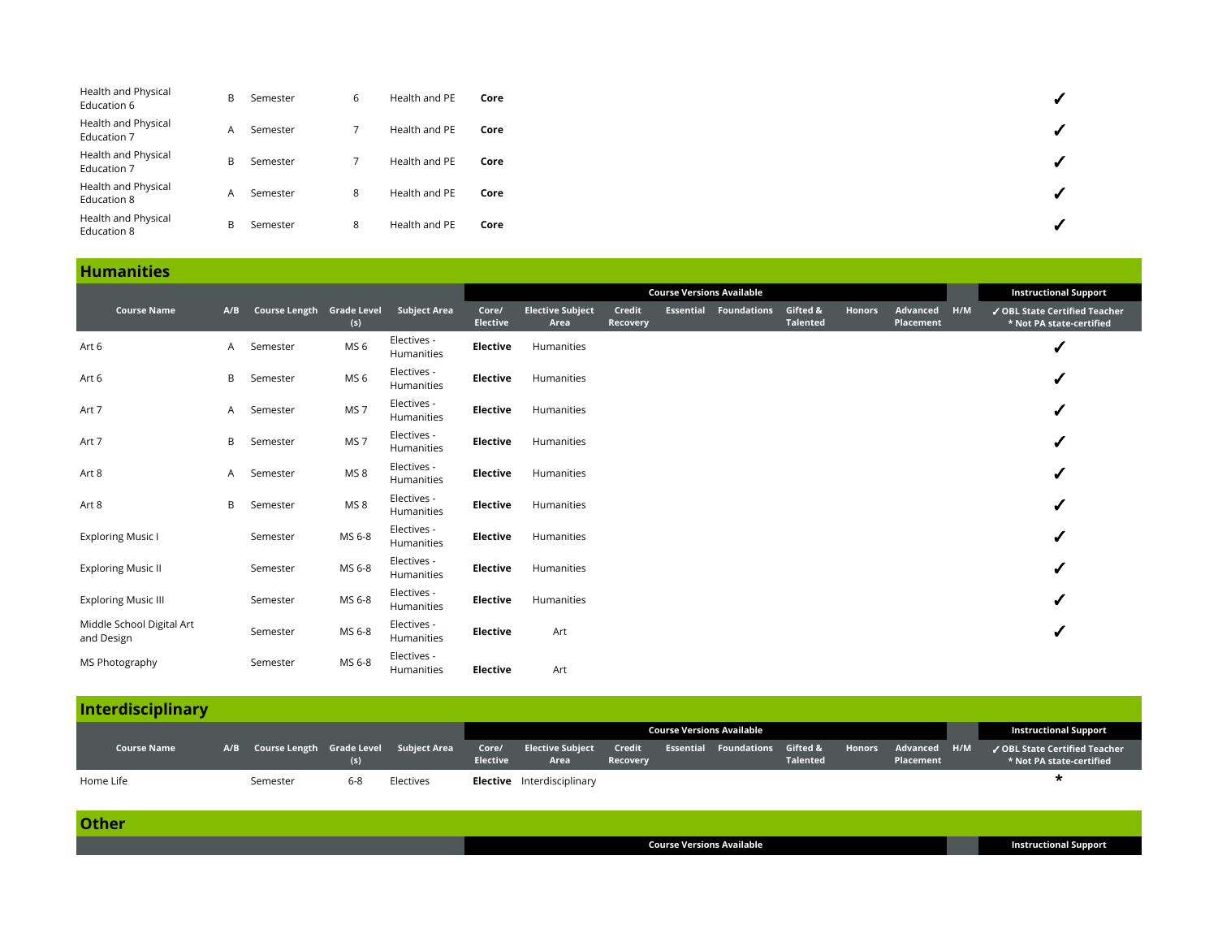| Course Name | A/B | Course Length | Grade Level (s) | Subject Area | Core/ Elective | Elective Subject Area | Credit Recovery | Essential | Foundations | Gifted & Talented | Honors | Advanced Placement | H/M | ✓ OBL State Certified Teacher * Not PA state-certified |
|---|---|---|---|---|---|---|---|---|---|---|---|---|---|---|
| Health and Physical Education 6 | B | Semester | 6 | Health and PE | **Core** | | | | | | | | | ✓ |
| Health and Physical Education 7 | A | Semester | 7 | Health and PE | **Core** | | | | | | | | | ✓ |
| Health and Physical Education 7 | B | Semester | 7 | Health and PE | **Core** | | | | | | | | | ✓ |
| Health and Physical Education 8 | A | Semester | 8 | Health and PE | **Core** | | | | | | | | | ✓ |
| Health and Physical Education 8 | B | Semester | 8 | Health and PE | **Core** | | | | | | | | | ✓ |

## Humanities

| | | | | | Course Versions Available | | | | | | | | | Instructional Support |
|---|---|---|---|---|---|---|---|---|---|---|---|---|---|---|
| **Course Name** | **A/B** | **Course Length** | **Grade Level (s)** | **Subject Area** | **Core/ Elective** | **Elective Subject Area** | **Credit Recovery** | **Essential** | **Foundations** | **Gifted & Talented** | **Honors** | **Advanced Placement** | **H/M** | **✓ OBL State Certified Teacher * Not PA state-certified** |
| Art 6 | A | Semester | MS 6 | Electives - Humanities | **Elective** | Humanities | | | | | | | | ✓ |
| Art 6 | B | Semester | MS 6 | Electives - Humanities | **Elective** | Humanities | | | | | | | | ✓ |
| Art 7 | A | Semester | MS 7 | Electives - Humanities | **Elective** | Humanities | | | | | | | | ✓ |
| Art 7 | B | Semester | MS 7 | Electives - Humanities | **Elective** | Humanities | | | | | | | | ✓ |
| Art 8 | A | Semester | MS 8 | Electives - Humanities | **Elective** | Humanities | | | | | | | | ✓ |
| Art 8 | B | Semester | MS 8 | Electives - Humanities | **Elective** | Humanities | | | | | | | | ✓ |
| Exploring Music I | | Semester | MS 6-8 | Electives - Humanities | **Elective** | Humanities | | | | | | | | ✓ |
| Exploring Music II | | Semester | MS 6-8 | Electives - Humanities | **Elective** | Humanities | | | | | | | | ✓ |
| Exploring Music III | | Semester | MS 6-8 | Electives - Humanities | **Elective** | Humanities | | | | | | | | ✓ |
| Middle School Digital Art and Design | | Semester | MS 6-8 | Electives - Humanities | **Elective** | Art | | | | | | | | ✓ |
| MS Photography | | Semester | MS 6-8 | Electives - Humanities | **Elective** | Art | | | | | | | | |

## Interdisciplinary

| | | | | | Course Versions Available | | | | | | | | | Instructional Support |
|---|---|---|---|---|---|---|---|---|---|---|---|---|---|---|
| **Course Name** | **A/B** | **Course Length** | **Grade Level (s)** | **Subject Area** | **Core/ Elective** | **Elective Subject Area** | **Credit Recovery** | **Essential** | **Foundations** | **Gifted & Talented** | **Honors** | **Advanced Placement** | **H/M** | **✓ OBL State Certified Teacher * Not PA state-certified** |
| Home Life | | Semester | 6-8 | Electives | **Elective** | Interdisciplinary | | | | | | | | * |

## Other

| | | | | | Course Versions Available | | | | | | | | | Instructional Support |
|---|---|---|---|---|---|---|---|---|---|---|---|---|---|---|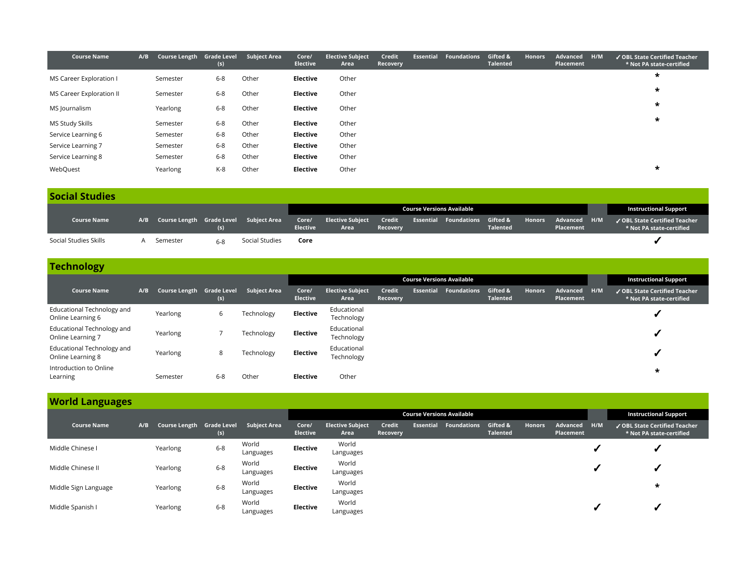| Course Name | A/B | Course Length | Grade Level (s) | Subject Area | Core/ Elective | Elective Subject Area | Credit Recovery | Essential | Foundations | Gifted & Talented | Honors | Advanced Placement | H/M | ✓ OBL State Certified Teacher * Not PA state-certified |
|---|---|---|---|---|---|---|---|---|---|---|---|---|---|---|
| MS Career Exploration I | | Semester | 6-8 | Other | **Elective** | Other | | | | | | | | * |
| MS Career Exploration II | | Semester | 6-8 | Other | **Elective** | Other | | | | | | | | * |
| MS Journalism | | Yearlong | 6-8 | Other | **Elective** | Other | | | | | | | | * |
| MS Study Skills | | Semester | 6-8 | Other | **Elective** | Other | | | | | | | | * |
| Service Learning 6 | | Semester | 6-8 | Other | **Elective** | Other | | | | | | | | |
| Service Learning 7 | | Semester | 6-8 | Other | **Elective** | Other | | | | | | | | |
| Service Learning 8 | | Semester | 6-8 | Other | **Elective** | Other | | | | | | | | |
| WebQuest | | Yearlong | K-8 | Other | **Elective** | Other | | | | | | | | * |

## Social Studies

| | | | | | Course Versions Available | | | | | | | | | Instructional Support |
|---|---|---|---|---|---|---|---|---|---|---|---|---|---|---|
| **Course Name** | **A/B** | **Course Length** | **Grade Level (s)** | **Subject Area** | **Core/ Elective** | **Elective Subject Area** | **Credit Recovery** | **Essential** | **Foundations** | **Gifted & Talented** | **Honors** | **Advanced Placement** | **H/M** | **✓ OBL State Certified Teacher * Not PA state-certified** |
| Social Studies Skills | A | Semester | 6-8 | Social Studies | **Core** | | | | | | | | | ✓ |

## Technology

| | | | | | Course Versions Available | | | | | | | | | Instructional Support |
|---|---|---|---|---|---|---|---|---|---|---|---|---|---|---|
| **Course Name** | **A/B** | **Course Length** | **Grade Level (s)** | **Subject Area** | **Core/ Elective** | **Elective Subject Area** | **Credit Recovery** | **Essential** | **Foundations** | **Gifted & Talented** | **Honors** | **Advanced Placement** | **H/M** | **✓ OBL State Certified Teacher * Not PA state-certified** |
| Educational Technology and Online Learning 6 | | Yearlong | 6 | Technology | **Elective** | Educational Technology | | | | | | | | ✓ |
| Educational Technology and Online Learning 7 | | Yearlong | 7 | Technology | **Elective** | Educational Technology | | | | | | | | ✓ |
| Educational Technology and Online Learning 8 | | Yearlong | 8 | Technology | **Elective** | Educational Technology | | | | | | | | ✓ |
| Introduction to Online Learning | | Semester | 6-8 | Other | **Elective** | Other | | | | | | | | * |

## World Languages

| | | | | | Course Versions Available | | | | | | | | | Instructional Support |
|---|---|---|---|---|---|---|---|---|---|---|---|---|---|---|
| **Course Name** | **A/B** | **Course Length** | **Grade Level (s)** | **Subject Area** | **Core/ Elective** | **Elective Subject Area** | **Credit Recovery** | **Essential** | **Foundations** | **Gifted & Talented** | **Honors** | **Advanced Placement** | **H/M** | **✓ OBL State Certified Teacher * Not PA state-certified** |
| Middle Chinese I | | Yearlong | 6-8 | World Languages | **Elective** | World Languages | | | | | | | ✓ | ✓ |
| Middle Chinese II | | Yearlong | 6-8 | World Languages | **Elective** | World Languages | | | | | | | ✓ | ✓ |
| Middle Sign Language | | Yearlong | 6-8 | World Languages | **Elective** | World Languages | | | | | | | | * |
| Middle Spanish I | | Yearlong | 6-8 | World Languages | **Elective** | World Languages | | | | | | | ✓ | ✓ |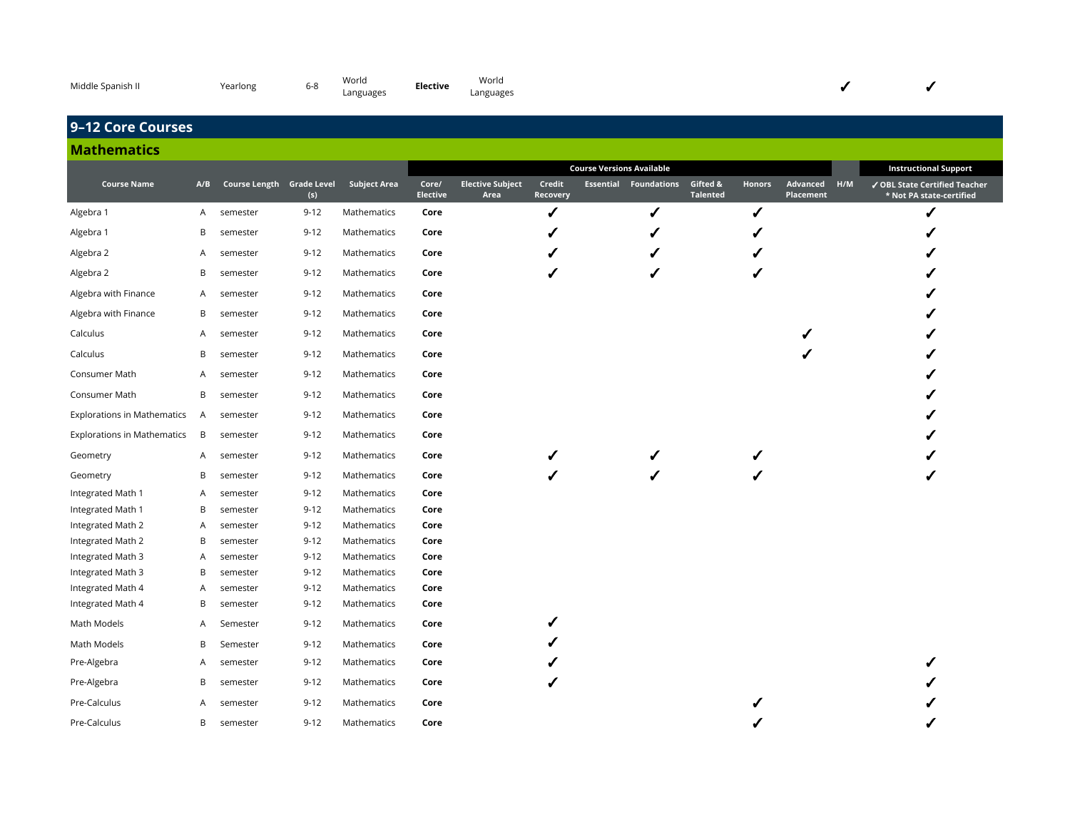| Middle Spanish II | | Yearlong | 6-8 | World Languages | **Elective** | World Languages | | | | | | | ✓ | ✓ |
|---|---|---|---|---|---|---|---|---|---|---|---|---|---|---|

## 9–12 Core Courses

### Mathematics

| | | | | | Course Versions Available | | | | | | | | | Instructional Support |
|---|---|---|---|---|---|---|---|---|---|---|---|---|---|---|
| **Course Name** | **A/B** | **Course Length** | **Grade Level (s)** | **Subject Area** | **Core/ Elective** | **Elective Subject Area** | **Credit Recovery** | **Essential** | **Foundations** | **Gifted & Talented** | **Honors** | **Advanced Placement** | **H/M** | **✓ OBL State Certified Teacher * Not PA state-certified** |
| Algebra 1 | A | semester | 9-12 | Mathematics | **Core** | | ✓ | | ✓ | | ✓ | | | ✓ |
| Algebra 1 | B | semester | 9-12 | Mathematics | **Core** | | ✓ | | ✓ | | ✓ | | | ✓ |
| Algebra 2 | A | semester | 9-12 | Mathematics | **Core** | | ✓ | | ✓ | | ✓ | | | ✓ |
| Algebra 2 | B | semester | 9-12 | Mathematics | **Core** | | ✓ | | ✓ | | ✓ | | | ✓ |
| Algebra with Finance | A | semester | 9-12 | Mathematics | **Core** | | | | | | | | | ✓ |
| Algebra with Finance | B | semester | 9-12 | Mathematics | **Core** | | | | | | | | | ✓ |
| Calculus | A | semester | 9-12 | Mathematics | **Core** | | | | | | | ✓ | | ✓ |
| Calculus | B | semester | 9-12 | Mathematics | **Core** | | | | | | | ✓ | | ✓ |
| Consumer Math | A | semester | 9-12 | Mathematics | **Core** | | | | | | | | | ✓ |
| Consumer Math | B | semester | 9-12 | Mathematics | **Core** | | | | | | | | | ✓ |
| Explorations in Mathematics | A | semester | 9-12 | Mathematics | **Core** | | | | | | | | | ✓ |
| Explorations in Mathematics | B | semester | 9-12 | Mathematics | **Core** | | | | | | | | | ✓ |
| Geometry | A | semester | 9-12 | Mathematics | **Core** | | ✓ | | ✓ | | ✓ | | | ✓ |
| Geometry | B | semester | 9-12 | Mathematics | **Core** | | ✓ | | ✓ | | ✓ | | | ✓ |
| Integrated Math 1 | A | semester | 9-12 | Mathematics | **Core** | | | | | | | | | |
| Integrated Math 1 | B | semester | 9-12 | Mathematics | **Core** | | | | | | | | | |
| Integrated Math 2 | A | semester | 9-12 | Mathematics | **Core** | | | | | | | | | |
| Integrated Math 2 | B | semester | 9-12 | Mathematics | **Core** | | | | | | | | | |
| Integrated Math 3 | A | semester | 9-12 | Mathematics | **Core** | | | | | | | | | |
| Integrated Math 3 | B | semester | 9-12 | Mathematics | **Core** | | | | | | | | | |
| Integrated Math 4 | A | semester | 9-12 | Mathematics | **Core** | | | | | | | | | |
| Integrated Math 4 | B | semester | 9-12 | Mathematics | **Core** | | | | | | | | | |
| Math Models | A | Semester | 9-12 | Mathematics | **Core** | | ✓ | | | | | | | |
| Math Models | B | Semester | 9-12 | Mathematics | **Core** | | ✓ | | | | | | | |
| Pre-Algebra | A | semester | 9-12 | Mathematics | **Core** | | ✓ | | | | | | | ✓ |
| Pre-Algebra | B | semester | 9-12 | Mathematics | **Core** | | ✓ | | | | | | | ✓ |
| Pre-Calculus | A | semester | 9-12 | Mathematics | **Core** | | | | | | ✓ | | | ✓ |
| Pre-Calculus | B | semester | 9-12 | Mathematics | **Core** | | | | | | ✓ | | | ✓ |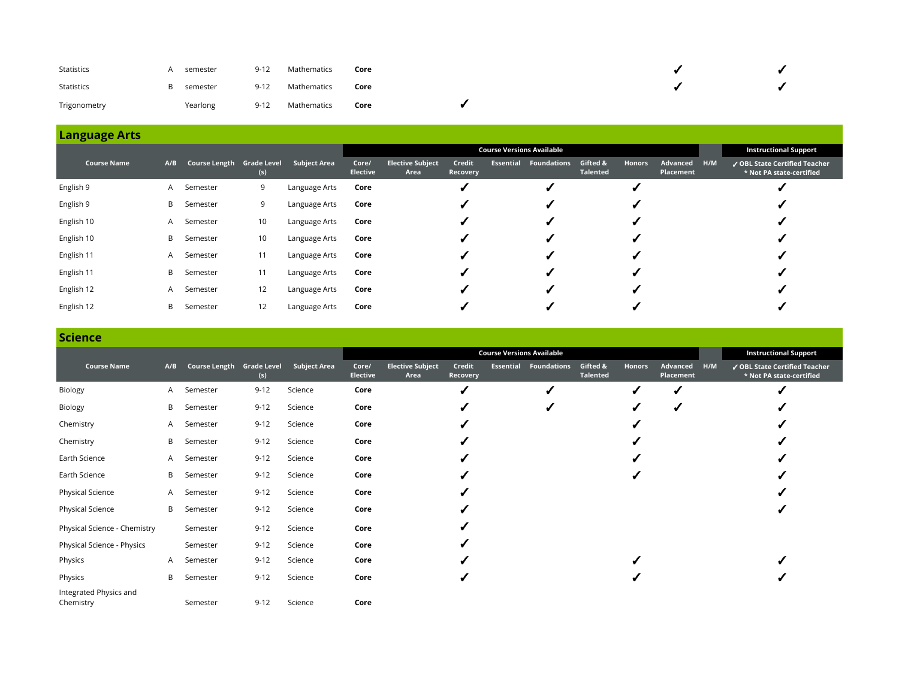| Course Name | A/B | Course Length | Grade Level (s) | Subject Area | Core/ Elective | Elective Subject Area | Credit Recovery | Essential | Foundations | Gifted & Talented | Honors | Advanced Placement | H/M | ✓ OBL State Certified Teacher * Not PA state-certified |
|---|---|---|---|---|---|---|---|---|---|---|---|---|---|---|
| Statistics | A | semester | 9-12 | Mathematics | **Core** | | | | | | | ✓ | | ✓ |
| Statistics | B | semester | 9-12 | Mathematics | **Core** | | | | | | | ✓ | | ✓ |
| Trigonometry | | Yearlong | 9-12 | Mathematics | **Core** | | ✓ | | | | | | | |

## Language Arts

| | | | | | Course Versions Available | | | | | | | | | Instructional Support |
|---|---|---|---|---|---|---|---|---|---|---|---|---|---|---|
| **Course Name** | **A/B** | **Course Length** | **Grade Level (s)** | **Subject Area** | **Core/ Elective** | **Elective Subject Area** | **Credit Recovery** | **Essential** | **Foundations** | **Gifted & Talented** | **Honors** | **Advanced Placement** | **H/M** | **✓ OBL State Certified Teacher * Not PA state-certified** |
| English 9 | A | Semester | 9 | Language Arts | **Core** | | ✓ | | ✓ | | ✓ | | | ✓ |
| English 9 | B | Semester | 9 | Language Arts | **Core** | | ✓ | | ✓ | | ✓ | | | ✓ |
| English 10 | A | Semester | 10 | Language Arts | **Core** | | ✓ | | ✓ | | ✓ | | | ✓ |
| English 10 | B | Semester | 10 | Language Arts | **Core** | | ✓ | | ✓ | | ✓ | | | ✓ |
| English 11 | A | Semester | 11 | Language Arts | **Core** | | ✓ | | ✓ | | ✓ | | | ✓ |
| English 11 | B | Semester | 11 | Language Arts | **Core** | | ✓ | | ✓ | | ✓ | | | ✓ |
| English 12 | A | Semester | 12 | Language Arts | **Core** | | ✓ | | ✓ | | ✓ | | | ✓ |
| English 12 | B | Semester | 12 | Language Arts | **Core** | | ✓ | | ✓ | | ✓ | | | ✓ |

## Science

| | | | | | Course Versions Available | | | | | | | | | Instructional Support |
|---|---|---|---|---|---|---|---|---|---|---|---|---|---|---|
| **Course Name** | **A/B** | **Course Length** | **Grade Level (s)** | **Subject Area** | **Core/ Elective** | **Elective Subject Area** | **Credit Recovery** | **Essential** | **Foundations** | **Gifted & Talented** | **Honors** | **Advanced Placement** | **H/M** | **✓ OBL State Certified Teacher * Not PA state-certified** |
| Biology | A | Semester | 9-12 | Science | **Core** | | ✓ | | ✓ | | ✓ | ✓ | | ✓ |
| Biology | B | Semester | 9-12 | Science | **Core** | | ✓ | | ✓ | | ✓ | ✓ | | ✓ |
| Chemistry | A | Semester | 9-12 | Science | **Core** | | ✓ | | | | ✓ | | | ✓ |
| Chemistry | B | Semester | 9-12 | Science | **Core** | | ✓ | | | | ✓ | | | ✓ |
| Earth Science | A | Semester | 9-12 | Science | **Core** | | ✓ | | | | ✓ | | | ✓ |
| Earth Science | B | Semester | 9-12 | Science | **Core** | | ✓ | | | | ✓ | | | ✓ |
| Physical Science | A | Semester | 9-12 | Science | **Core** | | ✓ | | | | | | | ✓ |
| Physical Science | B | Semester | 9-12 | Science | **Core** | | ✓ | | | | | | | ✓ |
| Physical Science - Chemistry | | Semester | 9-12 | Science | **Core** | | ✓ | | | | | | | |
| Physical Science - Physics | | Semester | 9-12 | Science | **Core** | | ✓ | | | | | | | |
| Physics | A | Semester | 9-12 | Science | **Core** | | ✓ | | | | ✓ | | | ✓ |
| Physics | B | Semester | 9-12 | Science | **Core** | | ✓ | | | | ✓ | | | ✓ |
| Integrated Physics and Chemistry | | Semester | 9-12 | Science | **Core** | | | | | | | | | |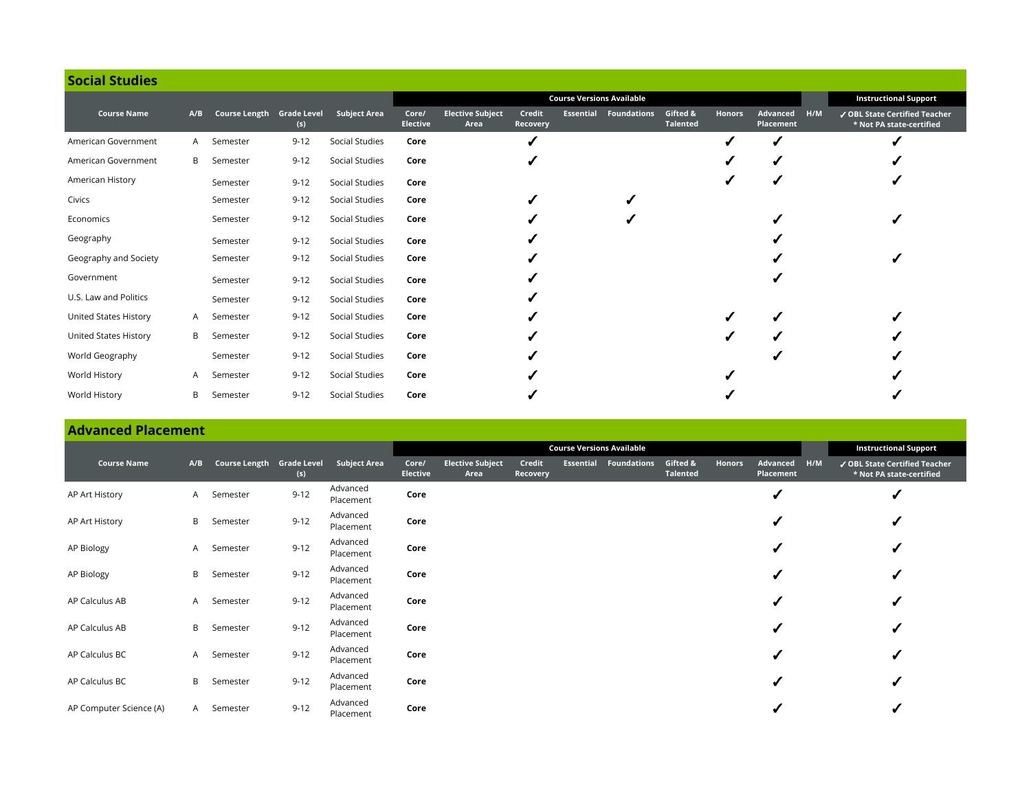## Social Studies

| Course Name | A/B | Course Length | Grade Level (s) | Subject Area | Core/ Elective | Course Versions Available | | | | | | | | Instructional Support |
|---|---|---|---|---|---|---|---|---|---|---|---|---|---|---|
| | | | | | | Elective Subject Area | Credit Recovery | Essential | Foundations | Gifted & Talented | Honors | Advanced Placement | H/M | ✓ OBL State Certified Teacher * Not PA state-certified |
| American Government | A | Semester | 9-12 | Social Studies | **Core** | | ✓ | | | | ✓ | ✓ | | ✓ |
| American Government | B | Semester | 9-12 | Social Studies | **Core** | | ✓ | | | | ✓ | ✓ | | ✓ |
| American History | | Semester | 9-12 | Social Studies | **Core** | | | | | | ✓ | ✓ | | ✓ |
| Civics | | Semester | 9-12 | Social Studies | **Core** | | ✓ | | ✓ | | | | | |
| Economics | | Semester | 9-12 | Social Studies | **Core** | | ✓ | | ✓ | | | ✓ | | ✓ |
| Geography | | Semester | 9-12 | Social Studies | **Core** | | ✓ | | | | | ✓ | | |
| Geography and Society | | Semester | 9-12 | Social Studies | **Core** | | ✓ | | | | | ✓ | | ✓ |
| Government | | Semester | 9-12 | Social Studies | **Core** | | ✓ | | | | | ✓ | | |
| U.S. Law and Politics | | Semester | 9-12 | Social Studies | **Core** | | ✓ | | | | | | | |
| United States History | A | Semester | 9-12 | Social Studies | **Core** | | ✓ | | | | ✓ | ✓ | | ✓ |
| United States History | B | Semester | 9-12 | Social Studies | **Core** | | ✓ | | | | ✓ | ✓ | | ✓ |
| World Geography | | Semester | 9-12 | Social Studies | **Core** | | ✓ | | | | | ✓ | | ✓ |
| World History | A | Semester | 9-12 | Social Studies | **Core** | | ✓ | | | | ✓ | | | ✓ |
| World History | B | Semester | 9-12 | Social Studies | **Core** | | ✓ | | | | ✓ | | | ✓ |

## Advanced Placement

| Course Name | A/B | Course Length | Grade Level (s) | Subject Area | Core/ Elective | Course Versions Available | | | | | | | | Instructional Support |
|---|---|---|---|---|---|---|---|---|---|---|---|---|---|---|
| | | | | | | Elective Subject Area | Credit Recovery | Essential | Foundations | Gifted & Talented | Honors | Advanced Placement | H/M | ✓ OBL State Certified Teacher * Not PA state-certified |
| AP Art History | A | Semester | 9-12 | Advanced Placement | **Core** | | | | | | | ✓ | | ✓ |
| AP Art History | B | Semester | 9-12 | Advanced Placement | **Core** | | | | | | | ✓ | | ✓ |
| AP Biology | A | Semester | 9-12 | Advanced Placement | **Core** | | | | | | | ✓ | | ✓ |
| AP Biology | B | Semester | 9-12 | Advanced Placement | **Core** | | | | | | | ✓ | | ✓ |
| AP Calculus AB | A | Semester | 9-12 | Advanced Placement | **Core** | | | | | | | ✓ | | ✓ |
| AP Calculus AB | B | Semester | 9-12 | Advanced Placement | **Core** | | | | | | | ✓ | | ✓ |
| AP Calculus BC | A | Semester | 9-12 | Advanced Placement | **Core** | | | | | | | ✓ | | ✓ |
| AP Calculus BC | B | Semester | 9-12 | Advanced Placement | **Core** | | | | | | | ✓ | | ✓ |
| AP Computer Science (A) | A | Semester | 9-12 | Advanced Placement | **Core** | | | | | | | ✓ | | ✓ |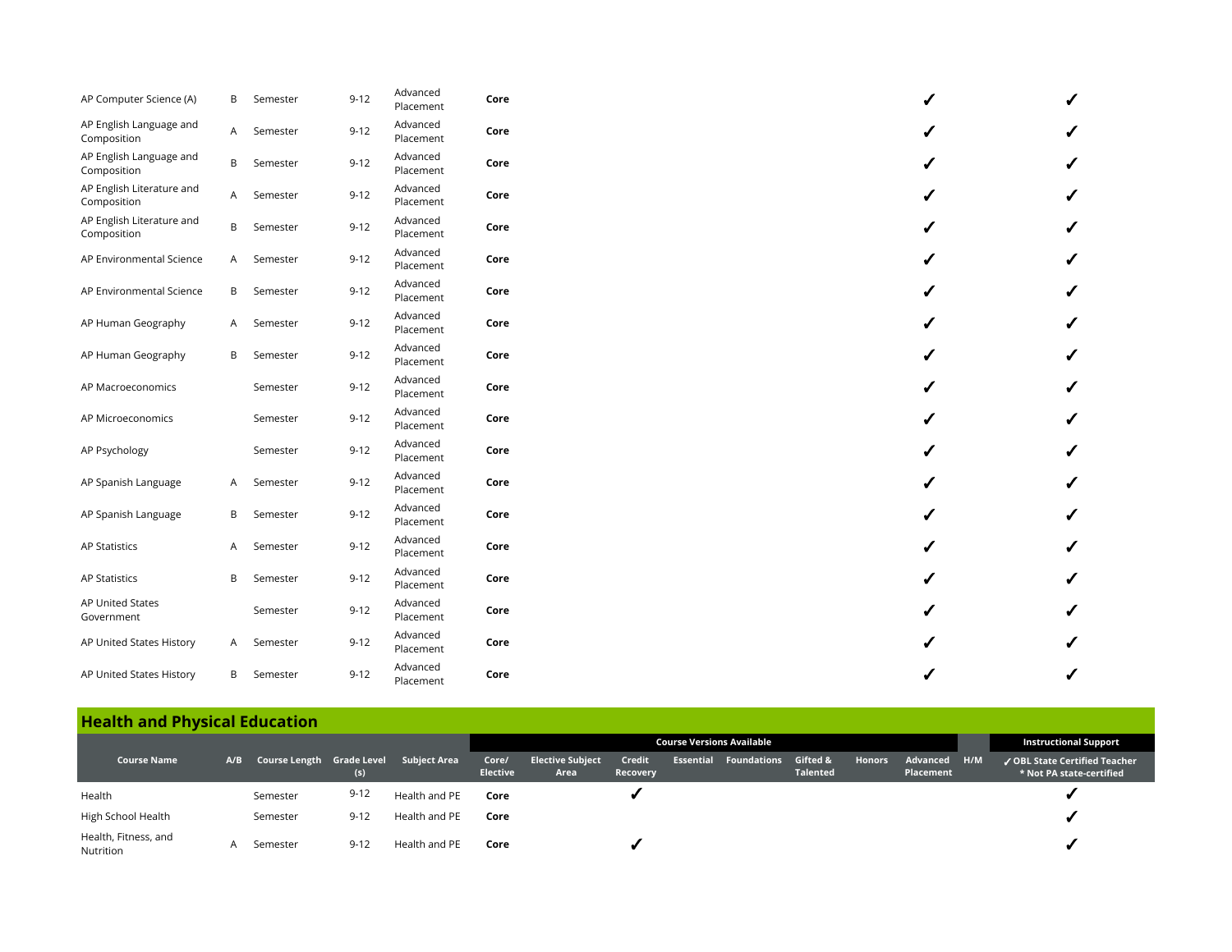| Course Name | A/B | Course Length | Grade Level (s) | Subject Area | Core/ Elective | Elective Subject Area | Credit Recovery | Essential | Foundations | Gifted & Talented | Honors | Advanced Placement | H/M | ✓ OBL State Certified Teacher * Not PA state-certified |
|---|---|---|---|---|---|---|---|---|---|---|---|---|---|---|
| AP Computer Science (A) | B | Semester | 9-12 | Advanced Placement | **Core** | | | | | | | ✓ | | ✓ |
| AP English Language and Composition | A | Semester | 9-12 | Advanced Placement | **Core** | | | | | | | ✓ | | ✓ |
| AP English Language and Composition | B | Semester | 9-12 | Advanced Placement | **Core** | | | | | | | ✓ | | ✓ |
| AP English Literature and Composition | A | Semester | 9-12 | Advanced Placement | **Core** | | | | | | | ✓ | | ✓ |
| AP English Literature and Composition | B | Semester | 9-12 | Advanced Placement | **Core** | | | | | | | ✓ | | ✓ |
| AP Environmental Science | A | Semester | 9-12 | Advanced Placement | **Core** | | | | | | | ✓ | | ✓ |
| AP Environmental Science | B | Semester | 9-12 | Advanced Placement | **Core** | | | | | | | ✓ | | ✓ |
| AP Human Geography | A | Semester | 9-12 | Advanced Placement | **Core** | | | | | | | ✓ | | ✓ |
| AP Human Geography | B | Semester | 9-12 | Advanced Placement | **Core** | | | | | | | ✓ | | ✓ |
| AP Macroeconomics | | Semester | 9-12 | Advanced Placement | **Core** | | | | | | | ✓ | | ✓ |
| AP Microeconomics | | Semester | 9-12 | Advanced Placement | **Core** | | | | | | | ✓ | | ✓ |
| AP Psychology | | Semester | 9-12 | Advanced Placement | **Core** | | | | | | | ✓ | | ✓ |
| AP Spanish Language | A | Semester | 9-12 | Advanced Placement | **Core** | | | | | | | ✓ | | ✓ |
| AP Spanish Language | B | Semester | 9-12 | Advanced Placement | **Core** | | | | | | | ✓ | | ✓ |
| AP Statistics | A | Semester | 9-12 | Advanced Placement | **Core** | | | | | | | ✓ | | ✓ |
| AP Statistics | B | Semester | 9-12 | Advanced Placement | **Core** | | | | | | | ✓ | | ✓ |
| AP United States Government | | Semester | 9-12 | Advanced Placement | **Core** | | | | | | | ✓ | | ✓ |
| AP United States History | A | Semester | 9-12 | Advanced Placement | **Core** | | | | | | | ✓ | | ✓ |
| AP United States History | B | Semester | 9-12 | Advanced Placement | **Core** | | | | | | | ✓ | | ✓ |

## Health and Physical Education

| | | | | | Course Versions Available | | | | | | | | | Instructional Support |
|---|---|---|---|---|---|---|---|---|---|---|---|---|---|---|
| **Course Name** | **A/B** | **Course Length** | **Grade Level (s)** | **Subject Area** | **Core/ Elective** | **Elective Subject Area** | **Credit Recovery** | **Essential** | **Foundations** | **Gifted & Talented** | **Honors** | **Advanced Placement** | **H/M** | **✓ OBL State Certified Teacher * Not PA state-certified** |
| Health | | Semester | 9-12 | Health and PE | **Core** | | ✓ | | | | | | | ✓ |
| High School Health | | Semester | 9-12 | Health and PE | **Core** | | | | | | | | | ✓ |
| Health, Fitness, and Nutrition | A | Semester | 9-12 | Health and PE | **Core** | | ✓ | | | | | | | ✓ |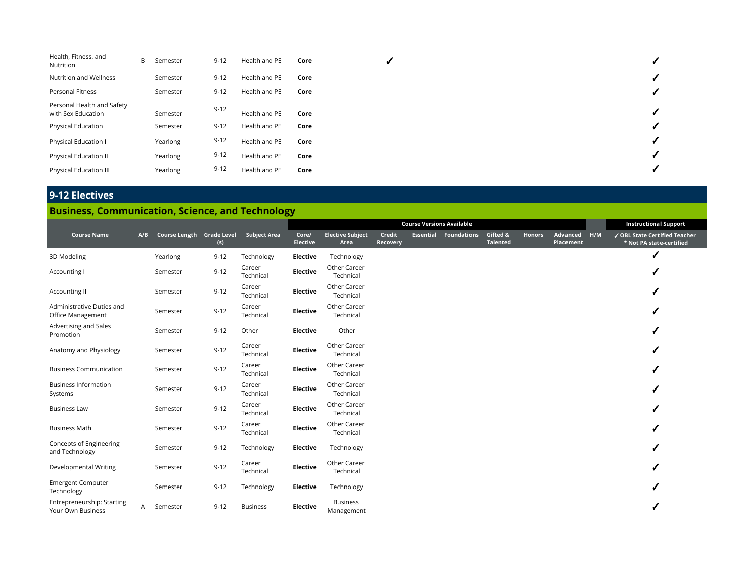| Course Name | A/B | Course Length | Grade Level (s) | Subject Area | Core/ Elective | Elective Subject Area | Credit Recovery | Essential | Foundations | Gifted & Talented | Honors | Advanced Placement | H/M | ✓ OBL State Certified Teacher * Not PA state-certified |
|---|---|---|---|---|---|---|---|---|---|---|---|---|---|---|
| Health, Fitness, and Nutrition | B | Semester | 9-12 | Health and PE | **Core** | | ✓ | | | | | | | ✓ |
| Nutrition and Wellness | | Semester | 9-12 | Health and PE | **Core** | | | | | | | | | ✓ |
| Personal Fitness | | Semester | 9-12 | Health and PE | **Core** | | | | | | | | | ✓ |
| Personal Health and Safety with Sex Education | | Semester | 9-12 | Health and PE | **Core** | | | | | | | | | ✓ |
| Physical Education | | Semester | 9-12 | Health and PE | **Core** | | | | | | | | | ✓ |
| Physical Education I | | Yearlong | 9-12 | Health and PE | **Core** | | | | | | | | | ✓ |
| Physical Education II | | Yearlong | 9-12 | Health and PE | **Core** | | | | | | | | | ✓ |
| Physical Education III | | Yearlong | 9-12 | Health and PE | **Core** | | | | | | | | | ✓ |

## 9-12 Electives

### Business, Communication, Science, and Technology

| | | | | | Course Versions Available | | | | | | | | | Instructional Support |
|---|---|---|---|---|---|---|---|---|---|---|---|---|---|---|
| **Course Name** | **A/B** | **Course Length** | **Grade Level (s)** | **Subject Area** | **Core/ Elective** | **Elective Subject Area** | **Credit Recovery** | **Essential** | **Foundations** | **Gifted & Talented** | **Honors** | **Advanced Placement** | **H/M** | **✓ OBL State Certified Teacher * Not PA state-certified** |
| 3D Modeling | | Yearlong | 9-12 | Technology | **Elective** | Technology | | | | | | | | ✓ |
| Accounting I | | Semester | 9-12 | Career Technical | **Elective** | Other Career Technical | | | | | | | | ✓ |
| Accounting II | | Semester | 9-12 | Career Technical | **Elective** | Other Career Technical | | | | | | | | ✓ |
| Administrative Duties and Office Management | | Semester | 9-12 | Career Technical | **Elective** | Other Career Technical | | | | | | | | ✓ |
| Advertising and Sales Promotion | | Semester | 9-12 | Other | **Elective** | Other | | | | | | | | ✓ |
| Anatomy and Physiology | | Semester | 9-12 | Career Technical | **Elective** | Other Career Technical | | | | | | | | ✓ |
| Business Communication | | Semester | 9-12 | Career Technical | **Elective** | Other Career Technical | | | | | | | | ✓ |
| Business Information Systems | | Semester | 9-12 | Career Technical | **Elective** | Other Career Technical | | | | | | | | ✓ |
| Business Law | | Semester | 9-12 | Career Technical | **Elective** | Other Career Technical | | | | | | | | ✓ |
| Business Math | | Semester | 9-12 | Career Technical | **Elective** | Other Career Technical | | | | | | | | ✓ |
| Concepts of Engineering and Technology | | Semester | 9-12 | Technology | **Elective** | Technology | | | | | | | | ✓ |
| Developmental Writing | | Semester | 9-12 | Career Technical | **Elective** | Other Career Technical | | | | | | | | ✓ |
| Emergent Computer Technology | | Semester | 9-12 | Technology | **Elective** | Technology | | | | | | | | ✓ |
| Entrepreneurship: Starting Your Own Business | A | Semester | 9-12 | Business | **Elective** | Business Management | | | | | | | | ✓ |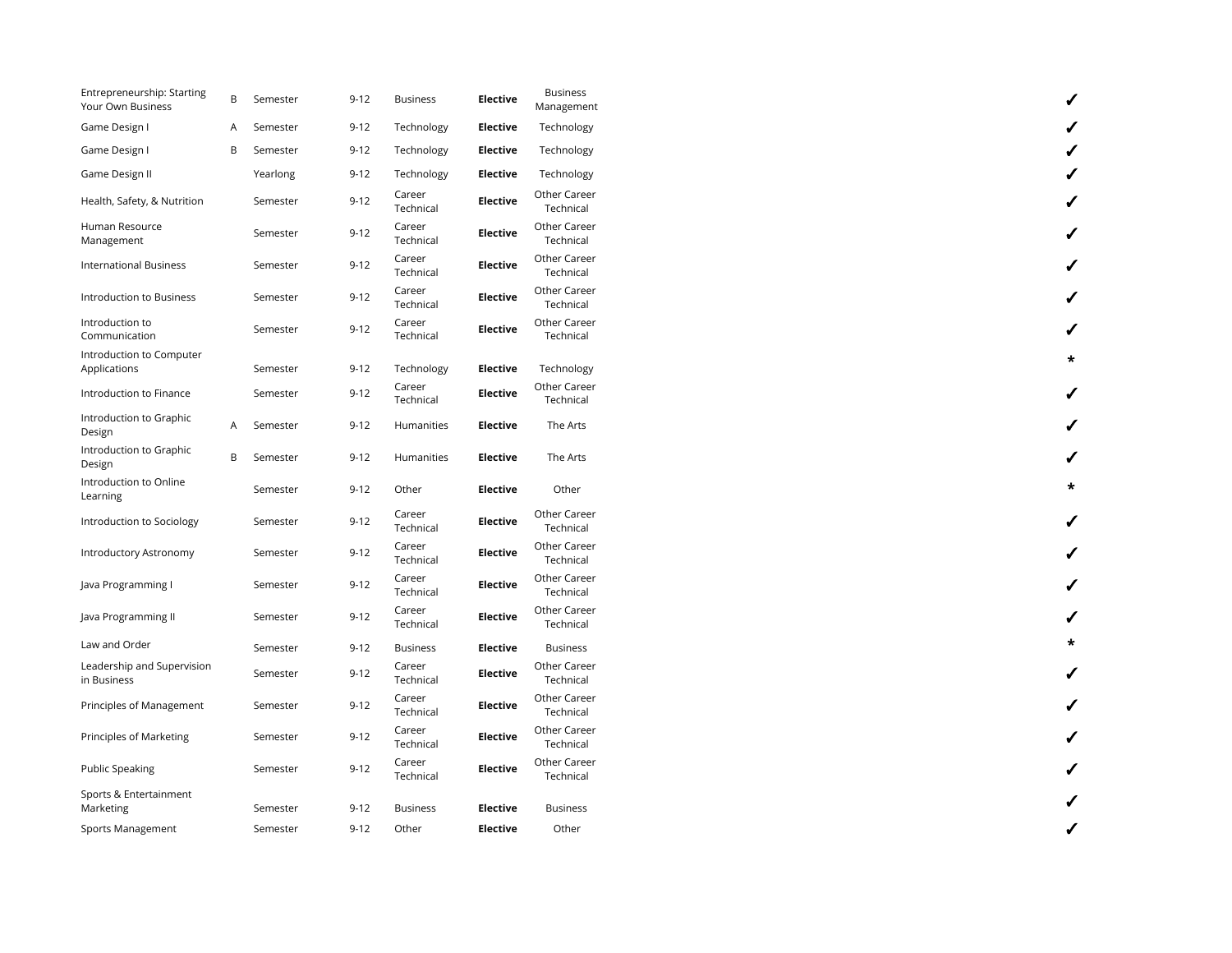| | | | | | | | |
|---|---|---|---|---|---|---|---|
| Entrepreneurship: Starting Your Own Business | B | Semester | 9-12 | Business | **Elective** | Business Management | ✓ |
| Game Design I | A | Semester | 9-12 | Technology | **Elective** | Technology | ✓ |
| Game Design I | B | Semester | 9-12 | Technology | **Elective** | Technology | ✓ |
| Game Design II | | Yearlong | 9-12 | Technology | **Elective** | Technology | ✓ |
| Health, Safety, & Nutrition | | Semester | 9-12 | Career Technical | **Elective** | Other Career Technical | ✓ |
| Human Resource Management | | Semester | 9-12 | Career Technical | **Elective** | Other Career Technical | ✓ |
| International Business | | Semester | 9-12 | Career Technical | **Elective** | Other Career Technical | ✓ |
| Introduction to Business | | Semester | 9-12 | Career Technical | **Elective** | Other Career Technical | ✓ |
| Introduction to Communication | | Semester | 9-12 | Career Technical | **Elective** | Other Career Technical | ✓ |
| Introduction to Computer Applications | | Semester | 9-12 | Technology | **Elective** | Technology | * |
| Introduction to Finance | | Semester | 9-12 | Career Technical | **Elective** | Other Career Technical | ✓ |
| Introduction to Graphic Design | A | Semester | 9-12 | Humanities | **Elective** | The Arts | ✓ |
| Introduction to Graphic Design | B | Semester | 9-12 | Humanities | **Elective** | The Arts | ✓ |
| Introduction to Online Learning | | Semester | 9-12 | Other | **Elective** | Other | * |
| Introduction to Sociology | | Semester | 9-12 | Career Technical | **Elective** | Other Career Technical | ✓ |
| Introductory Astronomy | | Semester | 9-12 | Career Technical | **Elective** | Other Career Technical | ✓ |
| Java Programming I | | Semester | 9-12 | Career Technical | **Elective** | Other Career Technical | ✓ |
| Java Programming II | | Semester | 9-12 | Career Technical | **Elective** | Other Career Technical | ✓ |
| Law and Order | | Semester | 9-12 | Business | **Elective** | Business | * |
| Leadership and Supervision in Business | | Semester | 9-12 | Career Technical | **Elective** | Other Career Technical | ✓ |
| Principles of Management | | Semester | 9-12 | Career Technical | **Elective** | Other Career Technical | ✓ |
| Principles of Marketing | | Semester | 9-12 | Career Technical | **Elective** | Other Career Technical | ✓ |
| Public Speaking | | Semester | 9-12 | Career Technical | **Elective** | Other Career Technical | ✓ |
| Sports & Entertainment Marketing | | Semester | 9-12 | Business | **Elective** | Business | ✓ |
| Sports Management | | Semester | 9-12 | Other | **Elective** | Other | ✓ |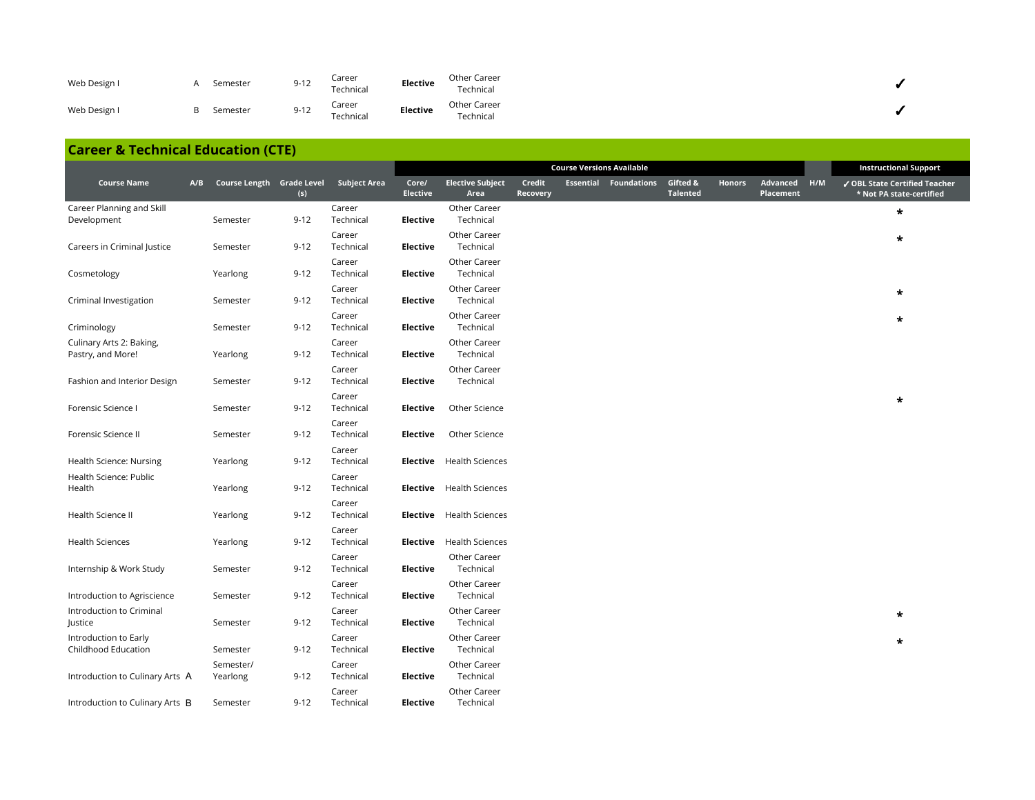| Course Name | A/B | Course Length | Grade Level (s) | Subject Area | Core/ Elective | Elective Subject Area | Credit Recovery | Essential | Foundations | Gifted & Talented | Honors | Advanced Placement | H/M | ✓ OBL State Certified Teacher * Not PA state-certified |
|---|---|---|---|---|---|---|---|---|---|---|---|---|---|---|
| Web Design I | A | Semester | 9-12 | Career Technical | **Elective** | Other Career Technical | | | | | | | | ✓ |
| Web Design I | B | Semester | 9-12 | Career Technical | **Elective** | Other Career Technical | | | | | | | | ✓ |

## Career & Technical Education (CTE)

| | | | | | Course Versions Available | | | | | | | | | Instructional Support |
|---|---|---|---|---|---|---|---|---|---|---|---|---|---|---|
| **Course Name** | **A/B** | **Course Length** | **Grade Level (s)** | **Subject Area** | **Core/ Elective** | **Elective Subject Area** | **Credit Recovery** | **Essential** | **Foundations** | **Gifted & Talented** | **Honors** | **Advanced Placement** | **H/M** | **✓ OBL State Certified Teacher * Not PA state-certified** |
| Career Planning and Skill Development | | Semester | 9-12 | Career Technical | **Elective** | Other Career Technical | | | | | | | | * |
| Careers in Criminal Justice | | Semester | 9-12 | Career Technical | **Elective** | Other Career Technical | | | | | | | | * |
| Cosmetology | | Yearlong | 9-12 | Career Technical | **Elective** | Other Career Technical | | | | | | | | |
| Criminal Investigation | | Semester | 9-12 | Career Technical | **Elective** | Other Career Technical | | | | | | | | * |
| Criminology | | Semester | 9-12 | Career Technical | **Elective** | Other Career Technical | | | | | | | | * |
| Culinary Arts 2: Baking, Pastry, and More! | | Yearlong | 9-12 | Career Technical | **Elective** | Other Career Technical | | | | | | | | |
| Fashion and Interior Design | | Semester | 9-12 | Career Technical | **Elective** | Other Career Technical | | | | | | | | |
| Forensic Science I | | Semester | 9-12 | Career Technical | **Elective** | Other Science | | | | | | | | * |
| Forensic Science II | | Semester | 9-12 | Career Technical | **Elective** | Other Science | | | | | | | | |
| Health Science: Nursing | | Yearlong | 9-12 | Career Technical | **Elective** | Health Sciences | | | | | | | | |
| Health Science: Public Health | | Yearlong | 9-12 | Career Technical | **Elective** | Health Sciences | | | | | | | | |
| Health Science II | | Yearlong | 9-12 | Career Technical | **Elective** | Health Sciences | | | | | | | | |
| Health Sciences | | Yearlong | 9-12 | Career Technical | **Elective** | Health Sciences | | | | | | | | |
| Internship & Work Study | | Semester | 9-12 | Career Technical | **Elective** | Other Career Technical | | | | | | | | |
| Introduction to Agriscience | | Semester | 9-12 | Career Technical | **Elective** | Other Career Technical | | | | | | | | |
| Introduction to Criminal Justice | | Semester | 9-12 | Career Technical | **Elective** | Other Career Technical | | | | | | | | * |
| Introduction to Early Childhood Education | | Semester | 9-12 | Career Technical | **Elective** | Other Career Technical | | | | | | | | * |
| Introduction to Culinary Arts | A | Semester/ Yearlong | 9-12 | Career Technical | **Elective** | Other Career Technical | | | | | | | | |
| Introduction to Culinary Arts | B | Semester | 9-12 | Career Technical | **Elective** | Other Career Technical | | | | | | | | |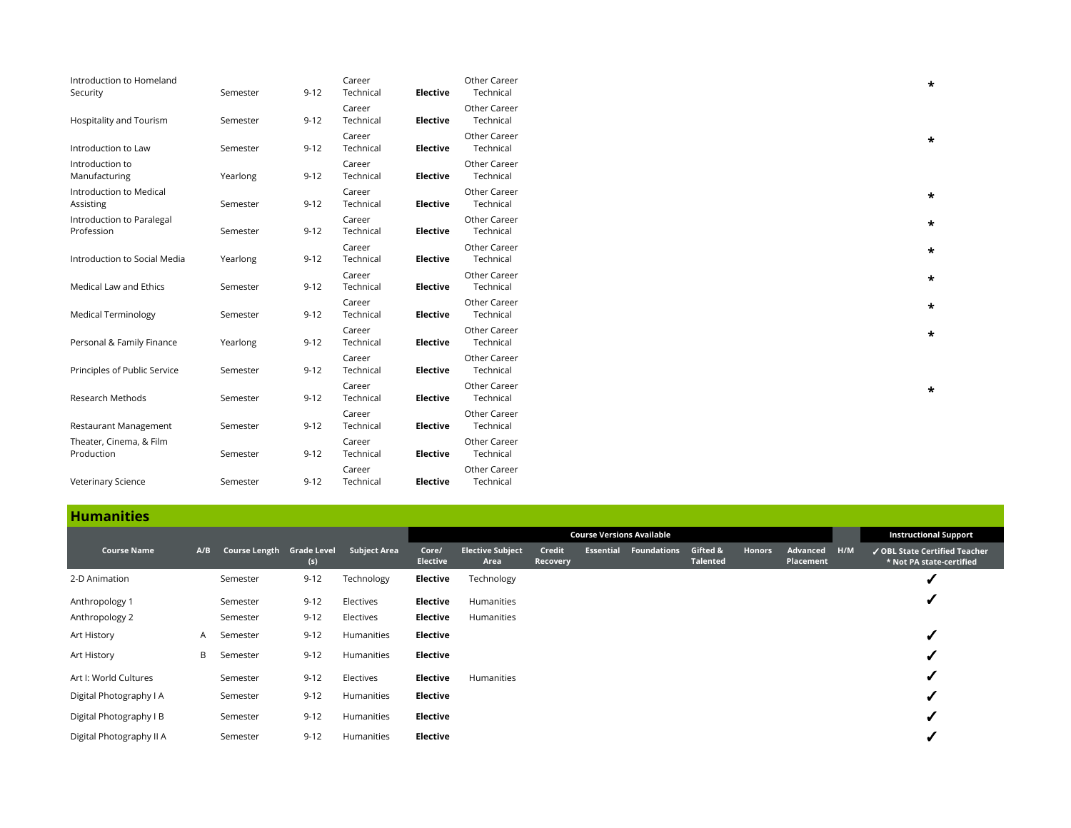| Course Name | A/B | Course Length | Grade Level (s) | Subject Area | Core/ Elective | Elective Subject Area | Credit Recovery | Essential | Foundations | Gifted & Talented | Honors | Advanced Placement | H/M | ✓ OBL State Certified Teacher * Not PA state-certified |
|---|---|---|---|---|---|---|---|---|---|---|---|---|---|---|
| Introduction to Homeland Security | | Semester | 9-12 | Career Technical | **Elective** | Other Career Technical | | | | | | | | * |
| Hospitality and Tourism | | Semester | 9-12 | Career Technical | **Elective** | Other Career Technical | | | | | | | | |
| Introduction to Law | | Semester | 9-12 | Career Technical | **Elective** | Other Career Technical | | | | | | | | * |
| Introduction to Manufacturing | | Yearlong | 9-12 | Career Technical | **Elective** | Other Career Technical | | | | | | | | |
| Introduction to Medical Assisting | | Semester | 9-12 | Career Technical | **Elective** | Other Career Technical | | | | | | | | * |
| Introduction to Paralegal Profession | | Semester | 9-12 | Career Technical | **Elective** | Other Career Technical | | | | | | | | * |
| Introduction to Social Media | | Yearlong | 9-12 | Career Technical | **Elective** | Other Career Technical | | | | | | | | * |
| Medical Law and Ethics | | Semester | 9-12 | Career Technical | **Elective** | Other Career Technical | | | | | | | | * |
| Medical Terminology | | Semester | 9-12 | Career Technical | **Elective** | Other Career Technical | | | | | | | | * |
| Personal & Family Finance | | Yearlong | 9-12 | Career Technical | **Elective** | Other Career Technical | | | | | | | | * |
| Principles of Public Service | | Semester | 9-12 | Career Technical | **Elective** | Other Career Technical | | | | | | | | |
| Research Methods | | Semester | 9-12 | Career Technical | **Elective** | Other Career Technical | | | | | | | | * |
| Restaurant Management | | Semester | 9-12 | Career Technical | **Elective** | Other Career Technical | | | | | | | | |
| Theater, Cinema, & Film Production | | Semester | 9-12 | Career Technical | **Elective** | Other Career Technical | | | | | | | | |
| Veterinary Science | | Semester | 9-12 | Career Technical | **Elective** | Other Career Technical | | | | | | | | |

## Humanities

| | | | | | Course Versions Available | | | | | | | | | Instructional Support |
|---|---|---|---|---|---|---|---|---|---|---|---|---|---|---|
| **Course Name** | **A/B** | **Course Length** | **Grade Level (s)** | **Subject Area** | **Core/ Elective** | **Elective Subject Area** | **Credit Recovery** | **Essential** | **Foundations** | **Gifted & Talented** | **Honors** | **Advanced Placement** | **H/M** | **✓ OBL State Certified Teacher * Not PA state-certified** |
| 2-D Animation | | Semester | 9-12 | Technology | **Elective** | Technology | | | | | | | | ✓ |
| Anthropology 1 | | Semester | 9-12 | Electives | **Elective** | Humanities | | | | | | | | ✓ |
| Anthropology 2 | | Semester | 9-12 | Electives | **Elective** | Humanities | | | | | | | | |
| Art History | A | Semester | 9-12 | Humanities | **Elective** | | | | | | | | | ✓ |
| Art History | B | Semester | 9-12 | Humanities | **Elective** | | | | | | | | | ✓ |
| Art I: World Cultures | | Semester | 9-12 | Electives | **Elective** | Humanities | | | | | | | | ✓ |
| Digital Photography I A | | Semester | 9-12 | Humanities | **Elective** | | | | | | | | | ✓ |
| Digital Photography I B | | Semester | 9-12 | Humanities | **Elective** | | | | | | | | | ✓ |
| Digital Photography II A | | Semester | 9-12 | Humanities | **Elective** | | | | | | | | | ✓ |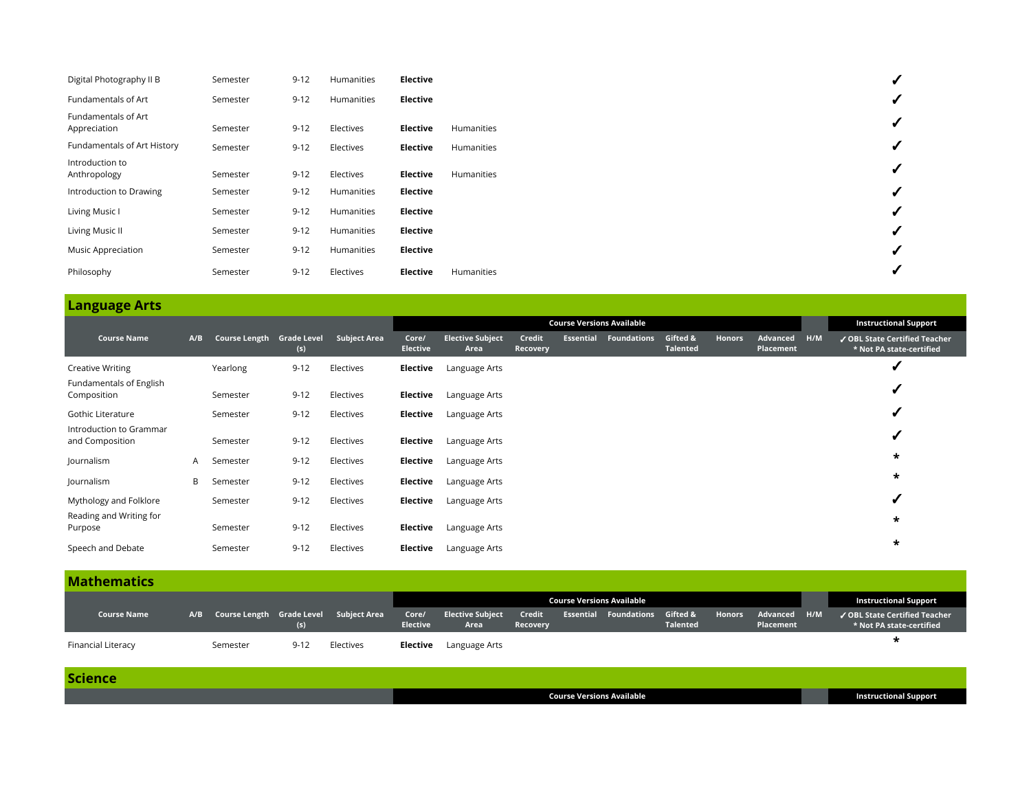| Course Name | A/B | Course Length | Grade Level (s) | Subject Area | Core/ Elective | Elective Subject Area | Credit Recovery | Essential | Foundations | Gifted & Talented | Honors | Advanced Placement | H/M | ✓ OBL State Certified Teacher * Not PA state-certified |
|---|---|---|---|---|---|---|---|---|---|---|---|---|---|---|
| Digital Photography II B | | Semester | 9-12 | Humanities | **Elective** | | | | | | | | | ✓ |
| Fundamentals of Art | | Semester | 9-12 | Humanities | **Elective** | | | | | | | | | ✓ |
| Fundamentals of Art Appreciation | | Semester | 9-12 | Electives | **Elective** | Humanities | | | | | | | | ✓ |
| Fundamentals of Art History | | Semester | 9-12 | Electives | **Elective** | Humanities | | | | | | | | ✓ |
| Introduction to Anthropology | | Semester | 9-12 | Electives | **Elective** | Humanities | | | | | | | | ✓ |
| Introduction to Drawing | | Semester | 9-12 | Humanities | **Elective** | | | | | | | | | ✓ |
| Living Music I | | Semester | 9-12 | Humanities | **Elective** | | | | | | | | | ✓ |
| Living Music II | | Semester | 9-12 | Humanities | **Elective** | | | | | | | | | ✓ |
| Music Appreciation | | Semester | 9-12 | Humanities | **Elective** | | | | | | | | | ✓ |
| Philosophy | | Semester | 9-12 | Electives | **Elective** | Humanities | | | | | | | | ✓ |

## Language Arts

| | | | | | Course Versions Available | | | | | | | | | Instructional Support |
|---|---|---|---|---|---|---|---|---|---|---|---|---|---|---|
| **Course Name** | **A/B** | **Course Length** | **Grade Level (s)** | **Subject Area** | **Core/ Elective** | **Elective Subject Area** | **Credit Recovery** | **Essential** | **Foundations** | **Gifted & Talented** | **Honors** | **Advanced Placement** | **H/M** | **✓ OBL State Certified Teacher * Not PA state-certified** |
| Creative Writing | | Yearlong | 9-12 | Electives | **Elective** | Language Arts | | | | | | | | ✓ |
| Fundamentals of English Composition | | Semester | 9-12 | Electives | **Elective** | Language Arts | | | | | | | | ✓ |
| Gothic Literature | | Semester | 9-12 | Electives | **Elective** | Language Arts | | | | | | | | ✓ |
| Introduction to Grammar and Composition | | Semester | 9-12 | Electives | **Elective** | Language Arts | | | | | | | | ✓ |
| Journalism | A | Semester | 9-12 | Electives | **Elective** | Language Arts | | | | | | | | * |
| Journalism | B | Semester | 9-12 | Electives | **Elective** | Language Arts | | | | | | | | * |
| Mythology and Folklore | | Semester | 9-12 | Electives | **Elective** | Language Arts | | | | | | | | ✓ |
| Reading and Writing for Purpose | | Semester | 9-12 | Electives | **Elective** | Language Arts | | | | | | | | * |
| Speech and Debate | | Semester | 9-12 | Electives | **Elective** | Language Arts | | | | | | | | * |

## Mathematics

| | | | | | Course Versions Available | | | | | | | | | Instructional Support |
|---|---|---|---|---|---|---|---|---|---|---|---|---|---|---|
| **Course Name** | **A/B** | **Course Length** | **Grade Level (s)** | **Subject Area** | **Core/ Elective** | **Elective Subject Area** | **Credit Recovery** | **Essential** | **Foundations** | **Gifted & Talented** | **Honors** | **Advanced Placement** | **H/M** | **✓ OBL State Certified Teacher * Not PA state-certified** |
| Financial Literacy | | Semester | 9-12 | Electives | **Elective** | Language Arts | | | | | | | | * |

## Science

| | | | | | Course Versions Available | | | | | | | | | Instructional Support |
|---|---|---|---|---|---|---|---|---|---|---|---|---|---|---|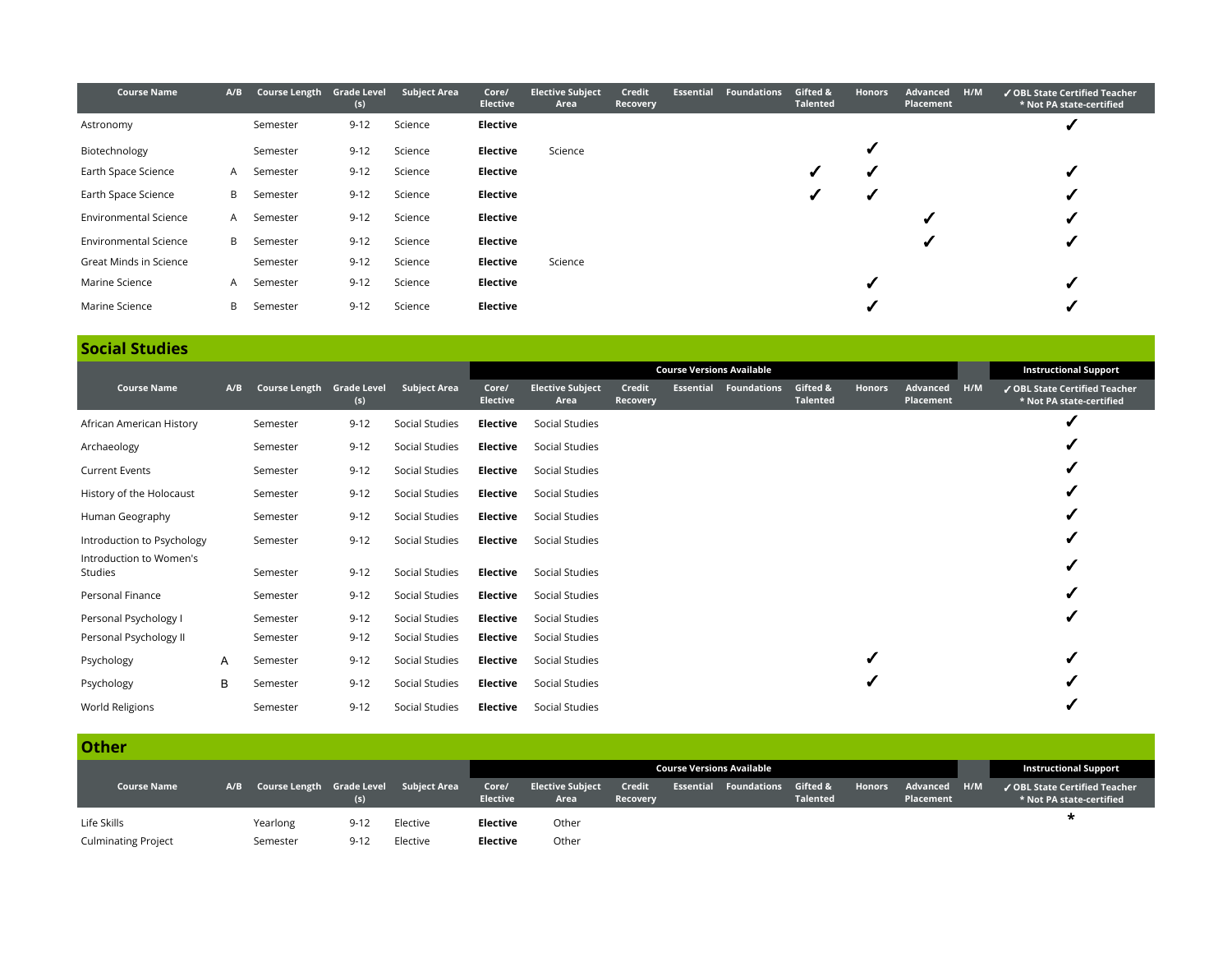| Course Name | A/B | Course Length | Grade Level (s) | Subject Area | Core/ Elective | Elective Subject Area | Credit Recovery | Essential | Foundations | Gifted & Talented | Honors | Advanced Placement | H/M | ✓ OBL State Certified Teacher * Not PA state-certified |
|---|---|---|---|---|---|---|---|---|---|---|---|---|---|---|
| Astronomy | | Semester | 9-12 | Science | **Elective** | | | | | | | | | ✓ |
| Biotechnology | | Semester | 9-12 | Science | **Elective** | Science | | | | | ✓ | | | |
| Earth Space Science | A | Semester | 9-12 | Science | **Elective** | | | | | ✓ | ✓ | | | ✓ |
| Earth Space Science | B | Semester | 9-12 | Science | **Elective** | | | | | ✓ | ✓ | | | ✓ |
| Environmental Science | A | Semester | 9-12 | Science | **Elective** | | | | | | | ✓ | | ✓ |
| Environmental Science | B | Semester | 9-12 | Science | **Elective** | | | | | | | ✓ | | ✓ |
| Great Minds in Science | | Semester | 9-12 | Science | **Elective** | Science | | | | | | | | |
| Marine Science | A | Semester | 9-12 | Science | **Elective** | | | | | | ✓ | | | ✓ |
| Marine Science | B | Semester | 9-12 | Science | **Elective** | | | | | | ✓ | | | ✓ |

## Social Studies

| | | | | | Course Versions Available | | | | | | | | | Instructional Support |
|---|---|---|---|---|---|---|---|---|---|---|---|---|---|---|
| **Course Name** | **A/B** | **Course Length** | **Grade Level (s)** | **Subject Area** | **Core/ Elective** | **Elective Subject Area** | **Credit Recovery** | **Essential** | **Foundations** | **Gifted & Talented** | **Honors** | **Advanced Placement** | **H/M** | **✓ OBL State Certified Teacher * Not PA state-certified** |
| African American History | | Semester | 9-12 | Social Studies | **Elective** | Social Studies | | | | | | | | ✓ |
| Archaeology | | Semester | 9-12 | Social Studies | **Elective** | Social Studies | | | | | | | | ✓ |
| Current Events | | Semester | 9-12 | Social Studies | **Elective** | Social Studies | | | | | | | | ✓ |
| History of the Holocaust | | Semester | 9-12 | Social Studies | **Elective** | Social Studies | | | | | | | | ✓ |
| Human Geography | | Semester | 9-12 | Social Studies | **Elective** | Social Studies | | | | | | | | ✓ |
| Introduction to Psychology | | Semester | 9-12 | Social Studies | **Elective** | Social Studies | | | | | | | | ✓ |
| Introduction to Women's Studies | | Semester | 9-12 | Social Studies | **Elective** | Social Studies | | | | | | | | ✓ |
| Personal Finance | | Semester | 9-12 | Social Studies | **Elective** | Social Studies | | | | | | | | ✓ |
| Personal Psychology I | | Semester | 9-12 | Social Studies | **Elective** | Social Studies | | | | | | | | ✓ |
| Personal Psychology II | | Semester | 9-12 | Social Studies | **Elective** | Social Studies | | | | | | | | |
| Psychology | A | Semester | 9-12 | Social Studies | **Elective** | Social Studies | | | | | ✓ | | | ✓ |
| Psychology | B | Semester | 9-12 | Social Studies | **Elective** | Social Studies | | | | | ✓ | | | ✓ |
| World Religions | | Semester | 9-12 | Social Studies | **Elective** | Social Studies | | | | | | | | ✓ |

## Other

| | | | | | Course Versions Available | | | | | | | | | Instructional Support |
|---|---|---|---|---|---|---|---|---|---|---|---|---|---|---|
| **Course Name** | **A/B** | **Course Length** | **Grade Level (s)** | **Subject Area** | **Core/ Elective** | **Elective Subject Area** | **Credit Recovery** | **Essential** | **Foundations** | **Gifted & Talented** | **Honors** | **Advanced Placement** | **H/M** | **✓ OBL State Certified Teacher * Not PA state-certified** |
| Life Skills | | Yearlong | 9-12 | Elective | **Elective** | Other | | | | | | | | * |
| Culminating Project | | Semester | 9-12 | Elective | **Elective** | Other | | | | | | | | |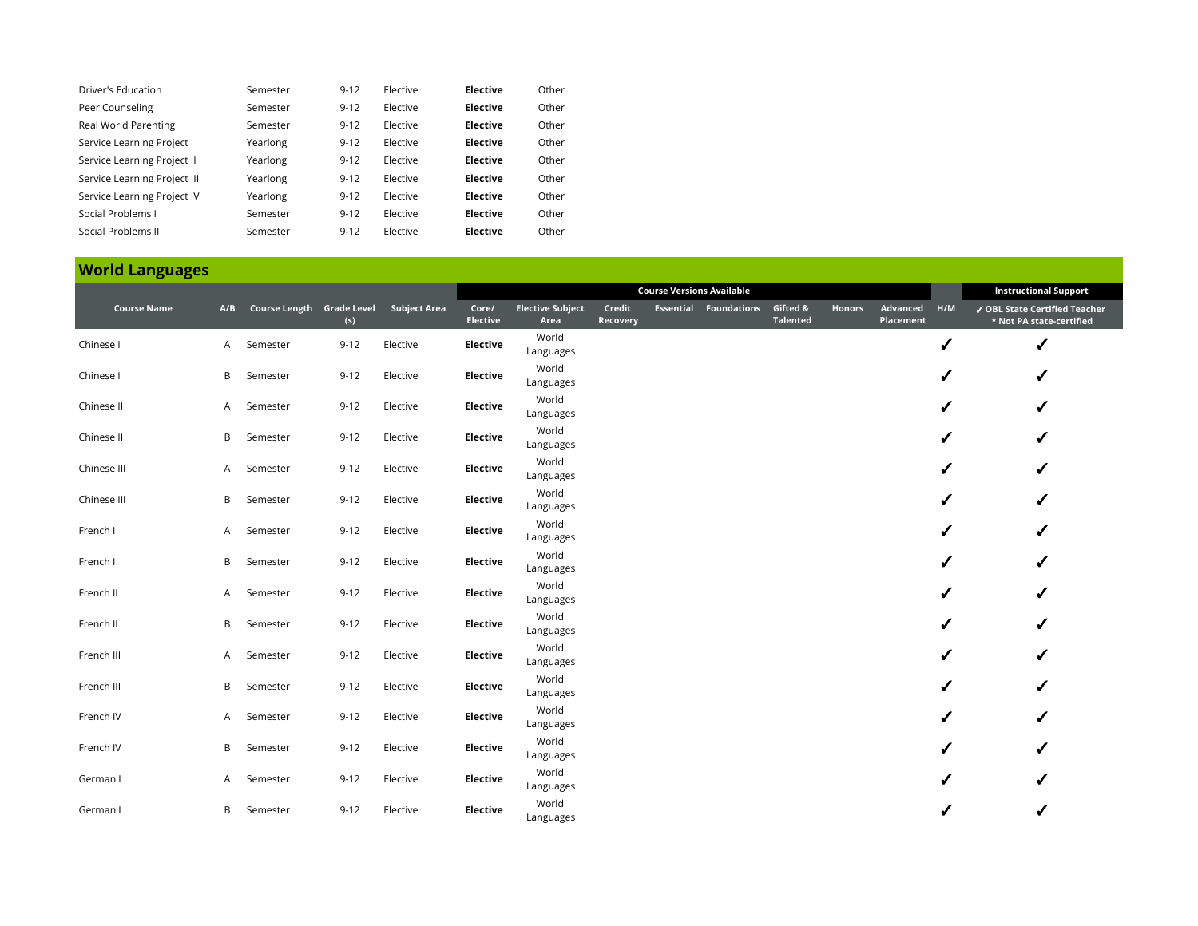| | | | | | |
|---|---|---|---|---|---|
| Driver's Education | Semester | 9-12 | Elective | **Elective** | Other |
| Peer Counseling | Semester | 9-12 | Elective | **Elective** | Other |
| Real World Parenting | Semester | 9-12 | Elective | **Elective** | Other |
| Service Learning Project I | Yearlong | 9-12 | Elective | **Elective** | Other |
| Service Learning Project II | Yearlong | 9-12 | Elective | **Elective** | Other |
| Service Learning Project III | Yearlong | 9-12 | Elective | **Elective** | Other |
| Service Learning Project IV | Yearlong | 9-12 | Elective | **Elective** | Other |
| Social Problems I | Semester | 9-12 | Elective | **Elective** | Other |
| Social Problems II | Semester | 9-12 | Elective | **Elective** | Other |

## World Languages

| | | | | | | | Course Versions Available | | | | | | | Instructional Support |
|---|---|---|---|---|---|---|---|---|---|---|---|---|---|---|
| **Course Name** | **A/B** | **Course Length** | **Grade Level (s)** | **Subject Area** | **Core/ Elective** | **Elective Subject Area** | **Credit Recovery** | **Essential** | **Foundations** | **Gifted & Talented** | **Honors** | **Advanced Placement** | **H/M** | **✓ OBL State Certified Teacher * Not PA state-certified** |
| Chinese I | A | Semester | 9-12 | Elective | **Elective** | World Languages | | | | | | | ✓ | ✓ |
| Chinese I | B | Semester | 9-12 | Elective | **Elective** | World Languages | | | | | | | ✓ | ✓ |
| Chinese II | A | Semester | 9-12 | Elective | **Elective** | World Languages | | | | | | | ✓ | ✓ |
| Chinese II | B | Semester | 9-12 | Elective | **Elective** | World Languages | | | | | | | ✓ | ✓ |
| Chinese III | A | Semester | 9-12 | Elective | **Elective** | World Languages | | | | | | | ✓ | ✓ |
| Chinese III | B | Semester | 9-12 | Elective | **Elective** | World Languages | | | | | | | ✓ | ✓ |
| French I | A | Semester | 9-12 | Elective | **Elective** | World Languages | | | | | | | ✓ | ✓ |
| French I | B | Semester | 9-12 | Elective | **Elective** | World Languages | | | | | | | ✓ | ✓ |
| French II | A | Semester | 9-12 | Elective | **Elective** | World Languages | | | | | | | ✓ | ✓ |
| French II | B | Semester | 9-12 | Elective | **Elective** | World Languages | | | | | | | ✓ | ✓ |
| French III | A | Semester | 9-12 | Elective | **Elective** | World Languages | | | | | | | ✓ | ✓ |
| French III | B | Semester | 9-12 | Elective | **Elective** | World Languages | | | | | | | ✓ | ✓ |
| French IV | A | Semester | 9-12 | Elective | **Elective** | World Languages | | | | | | | ✓ | ✓ |
| French IV | B | Semester | 9-12 | Elective | **Elective** | World Languages | | | | | | | ✓ | ✓ |
| German I | A | Semester | 9-12 | Elective | **Elective** | World Languages | | | | | | | ✓ | ✓ |
| German I | B | Semester | 9-12 | Elective | **Elective** | World Languages | | | | | | | ✓ | ✓ |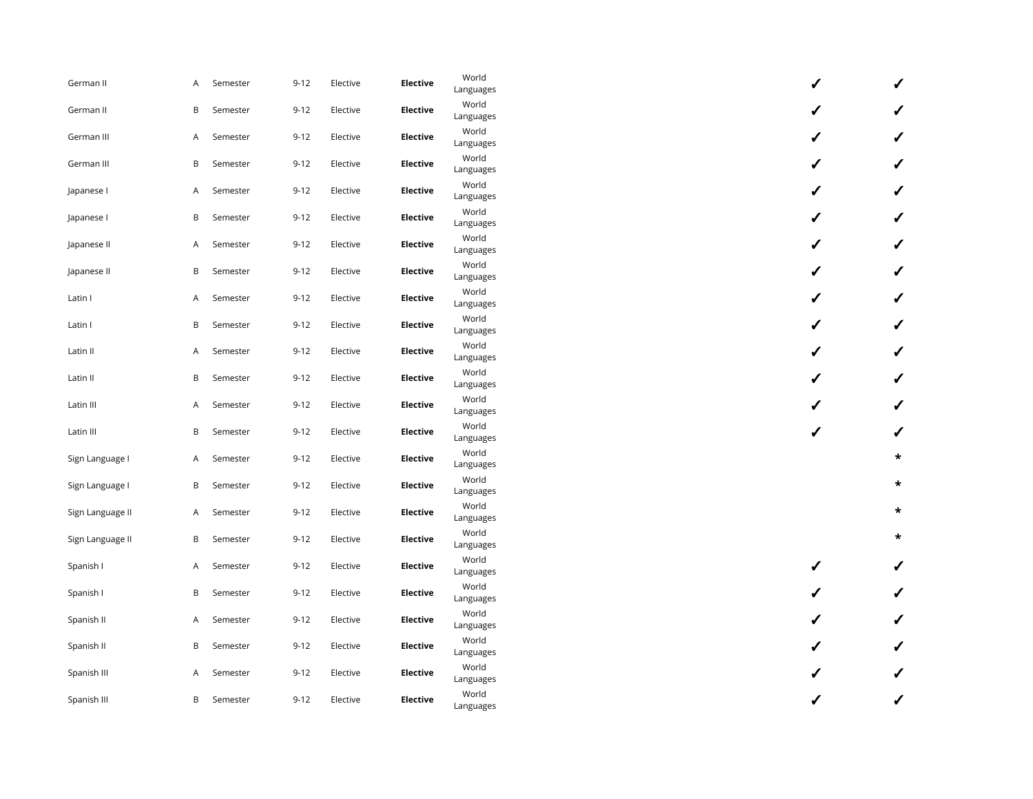| | | | | | | | | | | |
|---|---|---|---|---|---|---|---|---|---|---|
| German II | A | Semester | 9-12 | Elective | **Elective** | World Languages | | | ✔ | ✔ |
| German II | B | Semester | 9-12 | Elective | **Elective** | World Languages | | | ✔ | ✔ |
| German III | A | Semester | 9-12 | Elective | **Elective** | World Languages | | | ✔ | ✔ |
| German III | B | Semester | 9-12 | Elective | **Elective** | World Languages | | | ✔ | ✔ |
| Japanese I | A | Semester | 9-12 | Elective | **Elective** | World Languages | | | ✔ | ✔ |
| Japanese I | B | Semester | 9-12 | Elective | **Elective** | World Languages | | | ✔ | ✔ |
| Japanese II | A | Semester | 9-12 | Elective | **Elective** | World Languages | | | ✔ | ✔ |
| Japanese II | B | Semester | 9-12 | Elective | **Elective** | World Languages | | | ✔ | ✔ |
| Latin I | A | Semester | 9-12 | Elective | **Elective** | World Languages | | | ✔ | ✔ |
| Latin I | B | Semester | 9-12 | Elective | **Elective** | World Languages | | | ✔ | ✔ |
| Latin II | A | Semester | 9-12 | Elective | **Elective** | World Languages | | | ✔ | ✔ |
| Latin II | B | Semester | 9-12 | Elective | **Elective** | World Languages | | | ✔ | ✔ |
| Latin III | A | Semester | 9-12 | Elective | **Elective** | World Languages | | | ✔ | ✔ |
| Latin III | B | Semester | 9-12 | Elective | **Elective** | World Languages | | | ✔ | ✔ |
| Sign Language I | A | Semester | 9-12 | Elective | **Elective** | World Languages | | | | * |
| Sign Language I | B | Semester | 9-12 | Elective | **Elective** | World Languages | | | | * |
| Sign Language II | A | Semester | 9-12 | Elective | **Elective** | World Languages | | | | * |
| Sign Language II | B | Semester | 9-12 | Elective | **Elective** | World Languages | | | | * |
| Spanish I | A | Semester | 9-12 | Elective | **Elective** | World Languages | | | ✔ | ✔ |
| Spanish I | B | Semester | 9-12 | Elective | **Elective** | World Languages | | | ✔ | ✔ |
| Spanish II | A | Semester | 9-12 | Elective | **Elective** | World Languages | | | ✔ | ✔ |
| Spanish II | B | Semester | 9-12 | Elective | **Elective** | World Languages | | | ✔ | ✔ |
| Spanish III | A | Semester | 9-12 | Elective | **Elective** | World Languages | | | ✔ | ✔ |
| Spanish III | B | Semester | 9-12 | Elective | **Elective** | World Languages | | | ✔ | ✔ |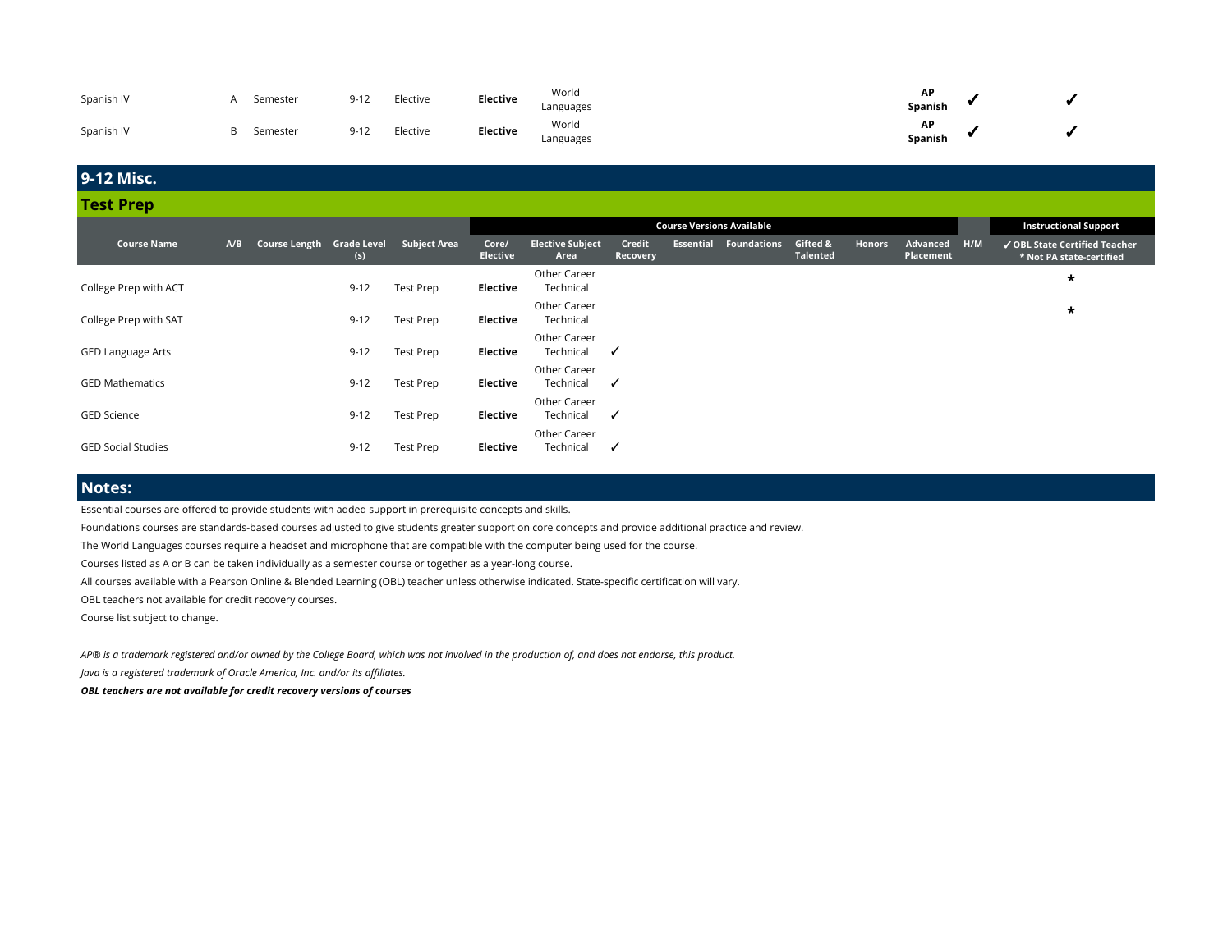| Course Name | A/B | Course Length | Grade Level (s) | Subject Area | Core/ Elective | Elective Subject Area | Credit Recovery | Essential | Foundations | Gifted & Talented | Honors | Advanced Placement | H/M | ✓ OBL State Certified Teacher * Not PA state-certified |
|---|---|---|---|---|---|---|---|---|---|---|---|---|---|---|
| Spanish IV | A | Semester | 9-12 | Elective | **Elective** | World Languages | | | | | | **AP Spanish** | ✓ | ✓ |
| Spanish IV | B | Semester | 9-12 | Elective | **Elective** | World Languages | | | | | | **AP Spanish** | ✓ | ✓ |

## 9-12 Misc.

### Test Prep

| | | | | | | Course Versions Available | | | | | | | | Instructional Support |
|---|---|---|---|---|---|---|---|---|---|---|---|---|---|---|
| **Course Name** | **A/B** | **Course Length** | **Grade Level (s)** | **Subject Area** | **Core/ Elective** | **Elective Subject Area** | **Credit Recovery** | **Essential** | **Foundations** | **Gifted & Talented** | **Honors** | **Advanced Placement** | **H/M** | **✓ OBL State Certified Teacher * Not PA state-certified** |
| College Prep with ACT | | | 9-12 | Test Prep | **Elective** | Other Career Technical | | | | | | | | * |
| College Prep with SAT | | | 9-12 | Test Prep | **Elective** | Other Career Technical | | | | | | | | * |
| GED Language Arts | | | 9-12 | Test Prep | **Elective** | Other Career Technical | ✓ | | | | | | | |
| GED Mathematics | | | 9-12 | Test Prep | **Elective** | Other Career Technical | ✓ | | | | | | | |
| GED Science | | | 9-12 | Test Prep | **Elective** | Other Career Technical | ✓ | | | | | | | |
| GED Social Studies | | | 9-12 | Test Prep | **Elective** | Other Career Technical | ✓ | | | | | | | |

## Notes:

Essential courses are offered to provide students with added support in prerequisite concepts and skills.

Foundations courses are standards-based courses adjusted to give students greater support on core concepts and provide additional practice and review.

The World Languages courses require a headset and microphone that are compatible with the computer being used for the course.

Courses listed as A or B can be taken individually as a semester course or together as a year-long course.

All courses available with a Pearson Online & Blended Learning (OBL) teacher unless otherwise indicated. State-specific certification will vary.

OBL teachers not available for credit recovery courses.

Course list subject to change.

*AP® is a trademark registered and/or owned by the College Board, which was not involved in the production of, and does not endorse, this product.*

*Java is a registered trademark of Oracle America, Inc. and/or its affiliates.*

***OBL teachers are not available for credit recovery versions of courses***